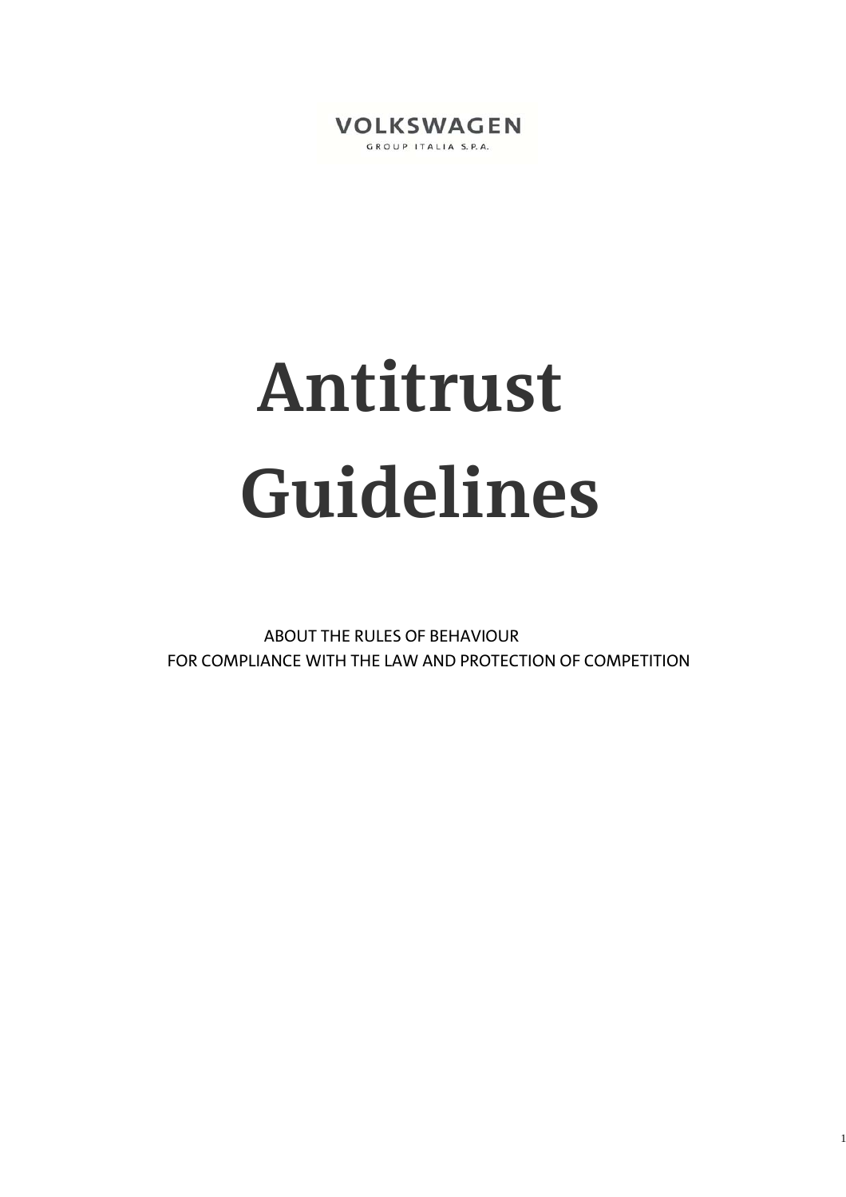VOLKSWAGEN

GROUP ITALIA S.P.A.

# Antitrust Guidelines

ABOUT THE RULES OF BEHAVIOUR
FOR COMPLIANCE WITH THE LAW AND PROTECTION OF COMPETITION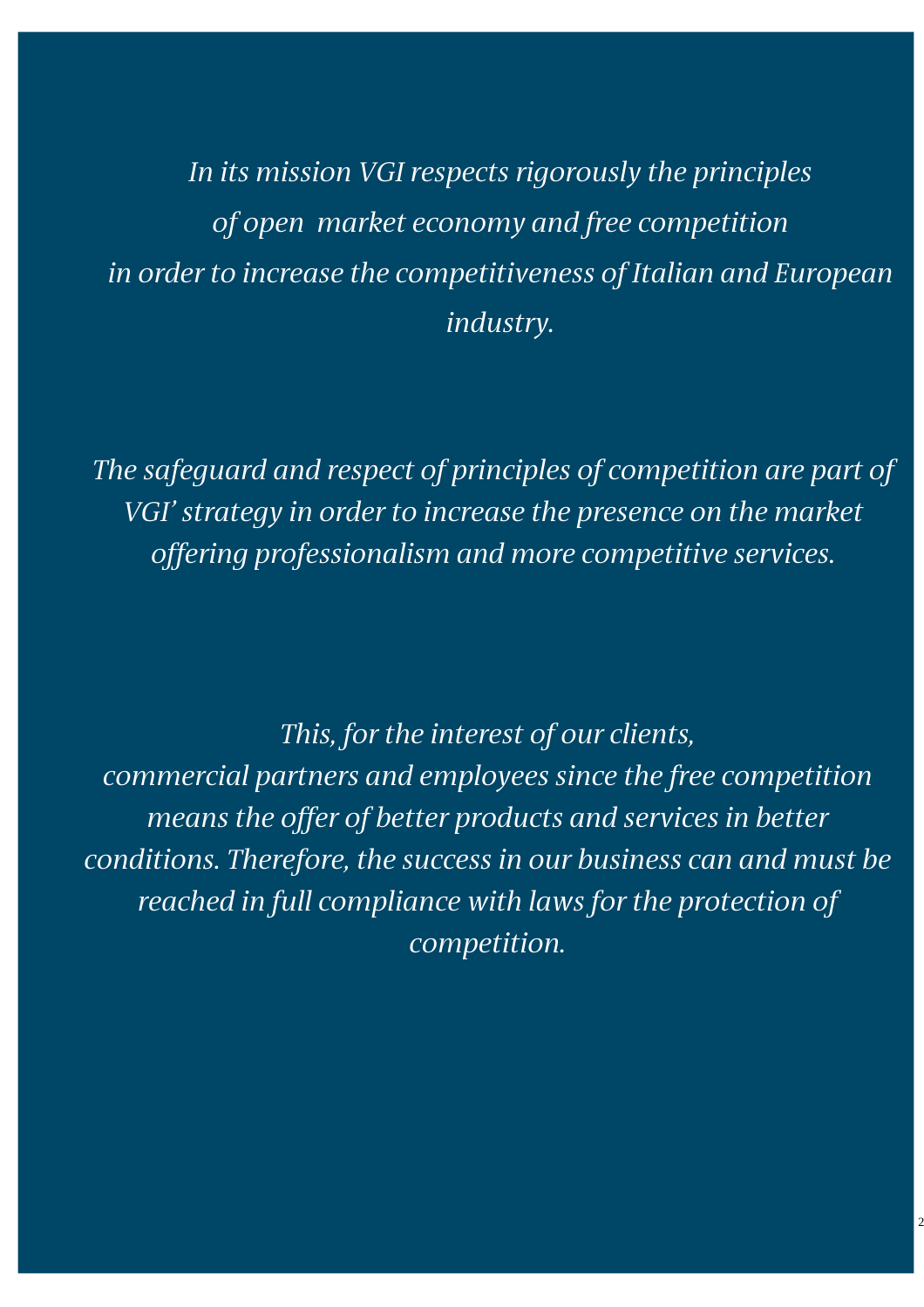*In its mission VGI respects rigorously the principles of open market economy and free competition in order to increase the competitiveness of Italian and European industry.*

*The safeguard and respect of principles of competition are part of VGI' strategy in order to increase the presence on the market offering professionalism and more competitive services.*

*This, for the interest of our clients, commercial partners and employees since the free competition means the offer of better products and services in better conditions. Therefore, the success in our business can and must be reached in full compliance with laws for the protection of competition.*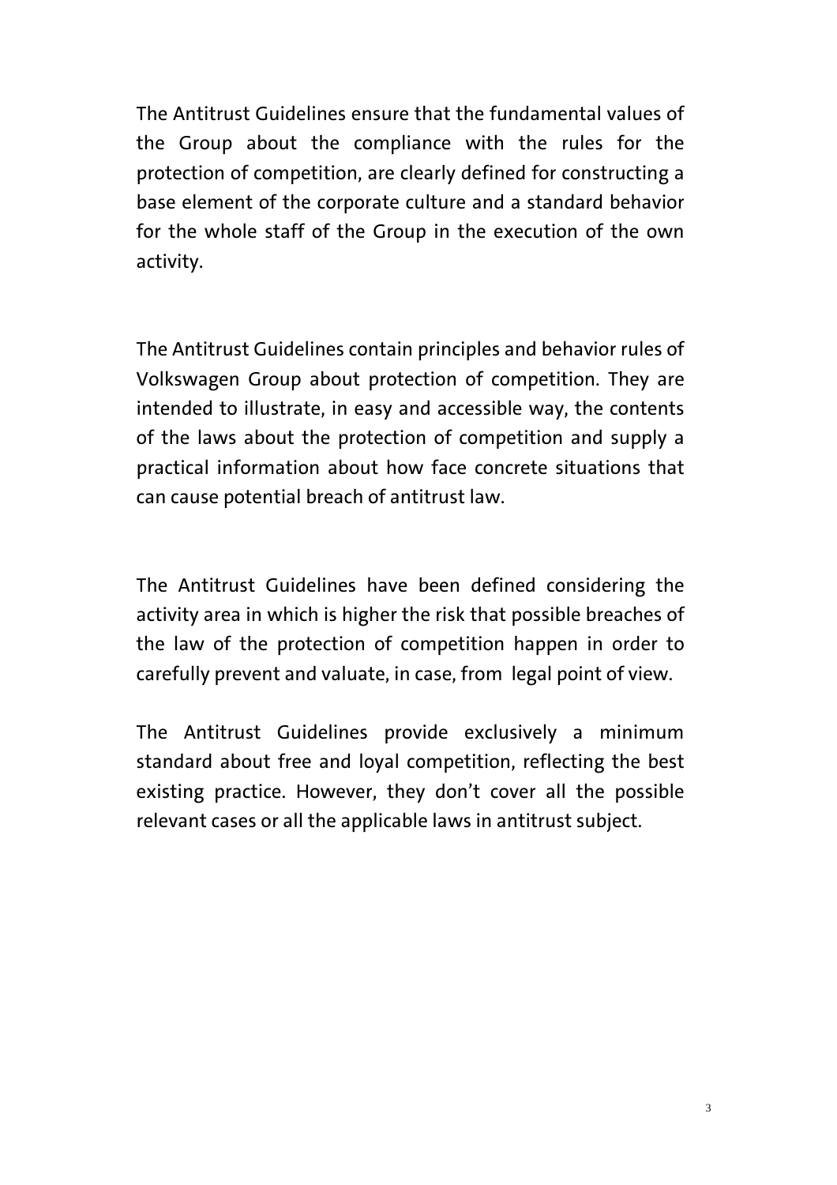The Antitrust Guidelines ensure that the fundamental values of the Group about the compliance with the rules for the protection of competition, are clearly defined for constructing a base element of the corporate culture and a standard behavior for the whole staff of the Group in the execution of the own activity.

The Antitrust Guidelines contain principles and behavior rules of Volkswagen Group about protection of competition. They are intended to illustrate, in easy and accessible way, the contents of the laws about the protection of competition and supply a practical information about how face concrete situations that can cause potential breach of antitrust law.

The Antitrust Guidelines have been defined considering the activity area in which is higher the risk that possible breaches of the law of the protection of competition happen in order to carefully prevent and valuate, in case, from legal point of view.

The Antitrust Guidelines provide exclusively a minimum standard about free and loyal competition, reflecting the best existing practice. However, they don't cover all the possible relevant cases or all the applicable laws in antitrust subject.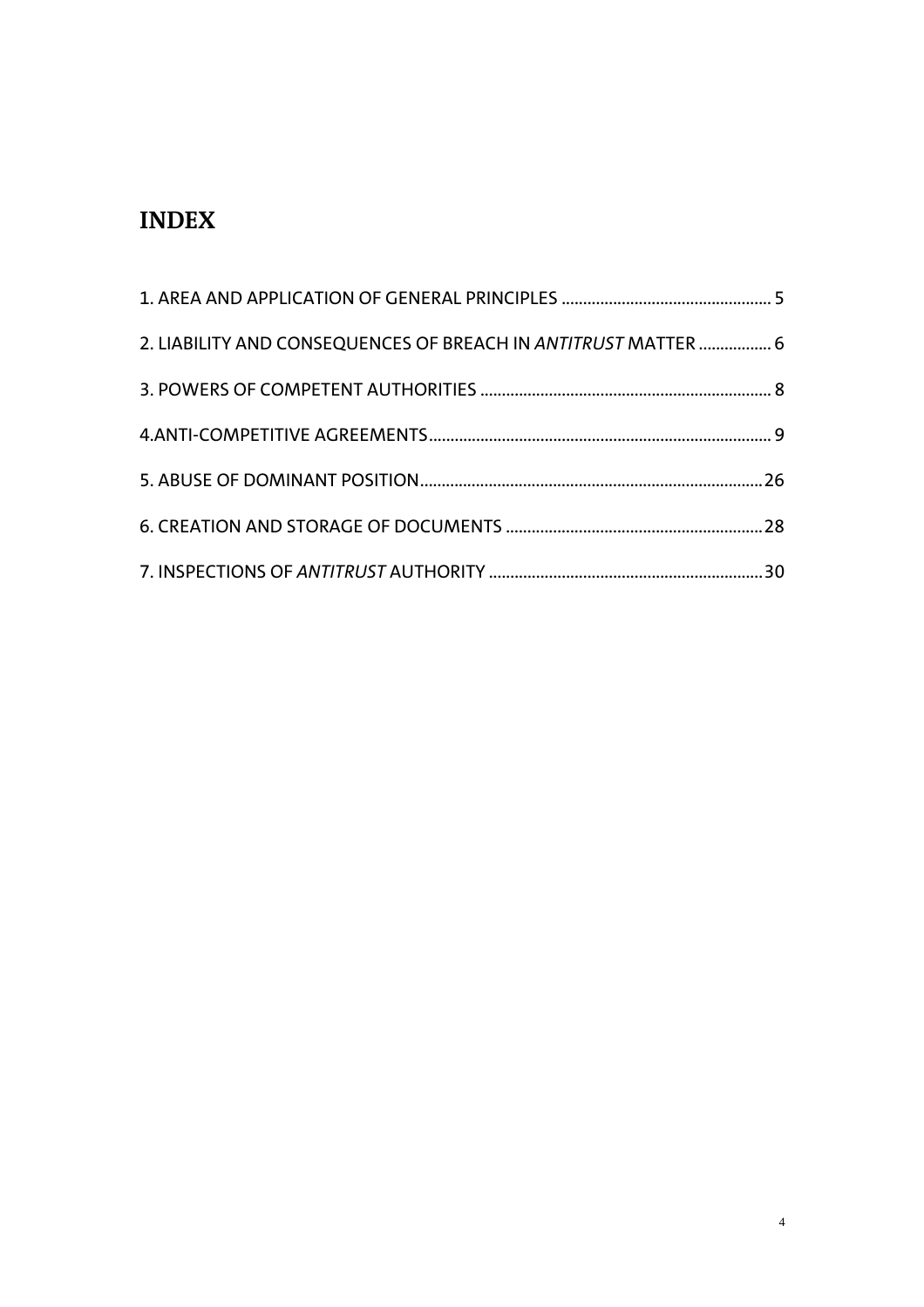# INDEX

1. AREA AND APPLICATION OF GENERAL PRINCIPLES ................................................. 5

2. LIABILITY AND CONSEQUENCES OF BREACH IN *ANTITRUST* MATTER ................. 6

3. POWERS OF COMPETENT AUTHORITIES ................................................................... 8

4.ANTI-COMPETITIVE AGREEMENTS................................................................................ 9

5. ABUSE OF DOMINANT POSITION................................................................................26

6. CREATION AND STORAGE OF DOCUMENTS ............................................................28

7. INSPECTIONS OF *ANTITRUST* AUTHORITY ................................................................30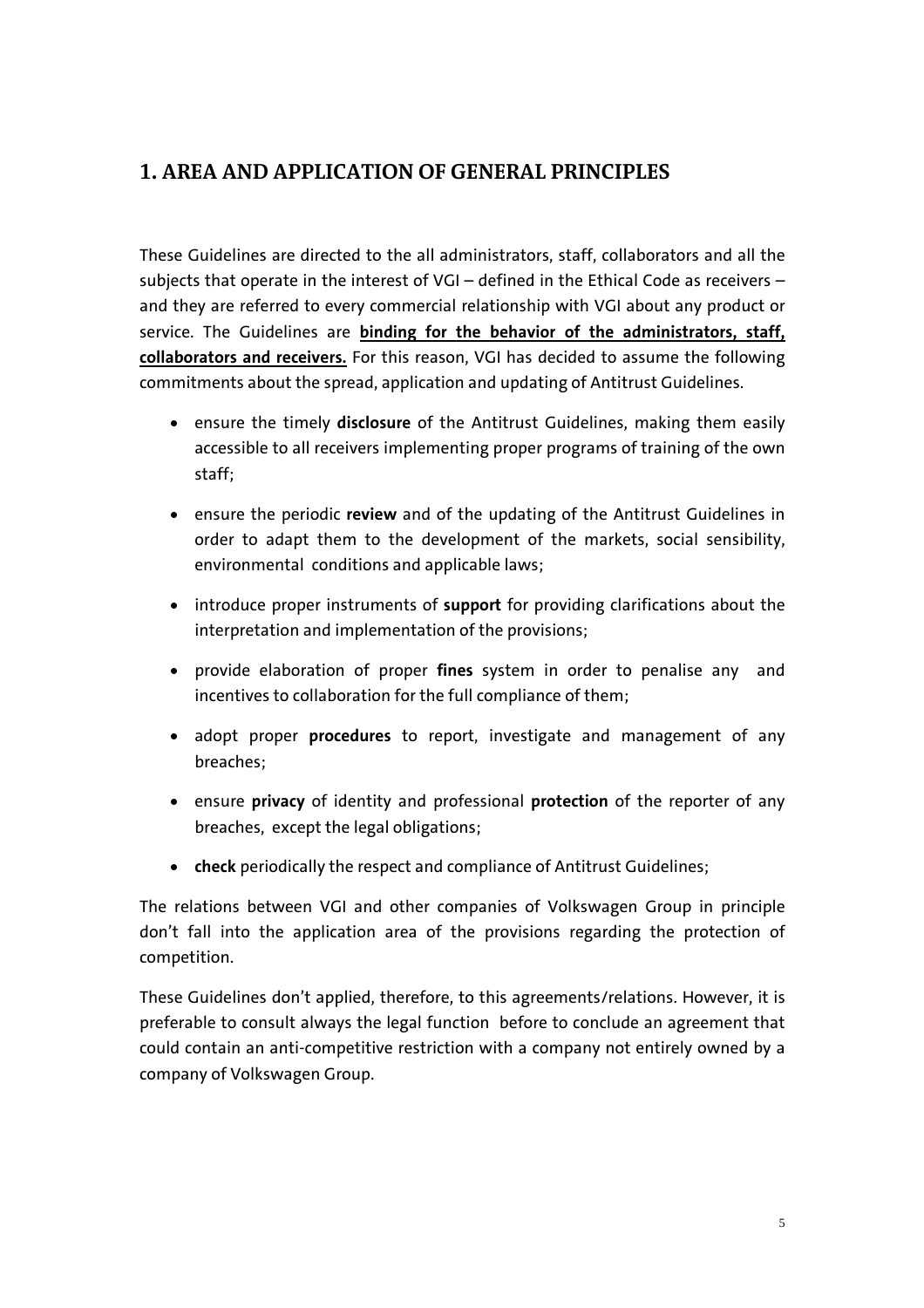## 1. AREA AND APPLICATION OF GENERAL PRINCIPLES

These Guidelines are directed to the all administrators, staff, collaborators and all the subjects that operate in the interest of VGI – defined in the Ethical Code as receivers – and they are referred to every commercial relationship with VGI about any product or service. The Guidelines are **binding for the behavior of the administrators, staff, collaborators and receivers.** For this reason, VGI has decided to assume the following commitments about the spread, application and updating of Antitrust Guidelines.

- ensure the timely **disclosure** of the Antitrust Guidelines, making them easily accessible to all receivers implementing proper programs of training of the own staff;
- ensure the periodic **review** and of the updating of the Antitrust Guidelines in order to adapt them to the development of the markets, social sensibility, environmental conditions and applicable laws;
- introduce proper instruments of **support** for providing clarifications about the interpretation and implementation of the provisions;
- provide elaboration of proper **fines** system in order to penalise any and incentives to collaboration for the full compliance of them;
- adopt proper **procedures** to report, investigate and management of any breaches;
- ensure **privacy** of identity and professional **protection** of the reporter of any breaches, except the legal obligations;
- **check** periodically the respect and compliance of Antitrust Guidelines;

The relations between VGI and other companies of Volkswagen Group in principle don't fall into the application area of the provisions regarding the protection of competition.

These Guidelines don't applied, therefore, to this agreements/relations. However, it is preferable to consult always the legal function before to conclude an agreement that could contain an anti-competitive restriction with a company not entirely owned by a company of Volkswagen Group.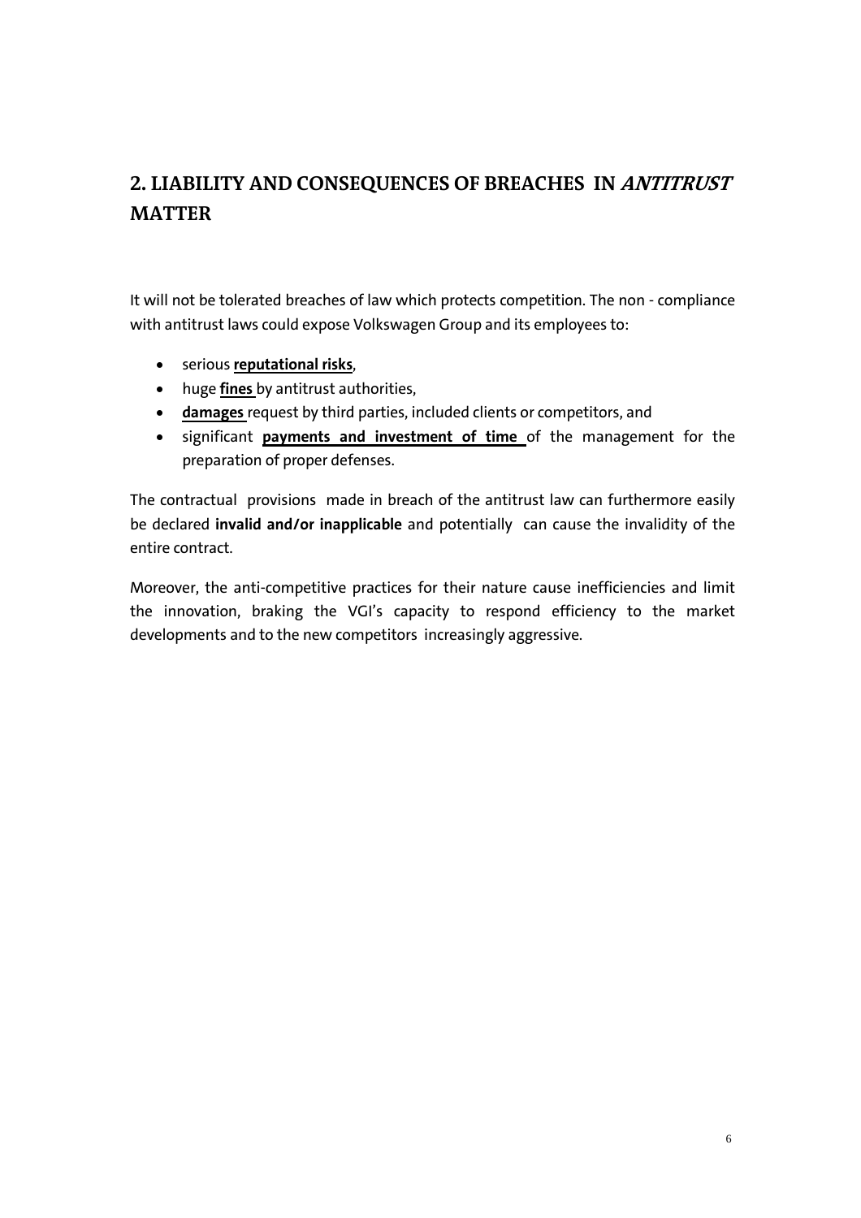## 2. LIABILITY AND CONSEQUENCES OF BREACHES IN *ANTITRUST* MATTER

It will not be tolerated breaches of law which protects competition. The non - compliance with antitrust laws could expose Volkswagen Group and its employees to:

- serious **reputational risks**,
- huge **fines** by antitrust authorities,
- **damages** request by third parties, included clients or competitors, and
- significant **payments and investment of time** of the management for the preparation of proper defenses.

The contractual provisions made in breach of the antitrust law can furthermore easily be declared **invalid and/or inapplicable** and potentially can cause the invalidity of the entire contract.

Moreover, the anti-competitive practices for their nature cause inefficiencies and limit the innovation, braking the VGI's capacity to respond efficiency to the market developments and to the new competitors increasingly aggressive.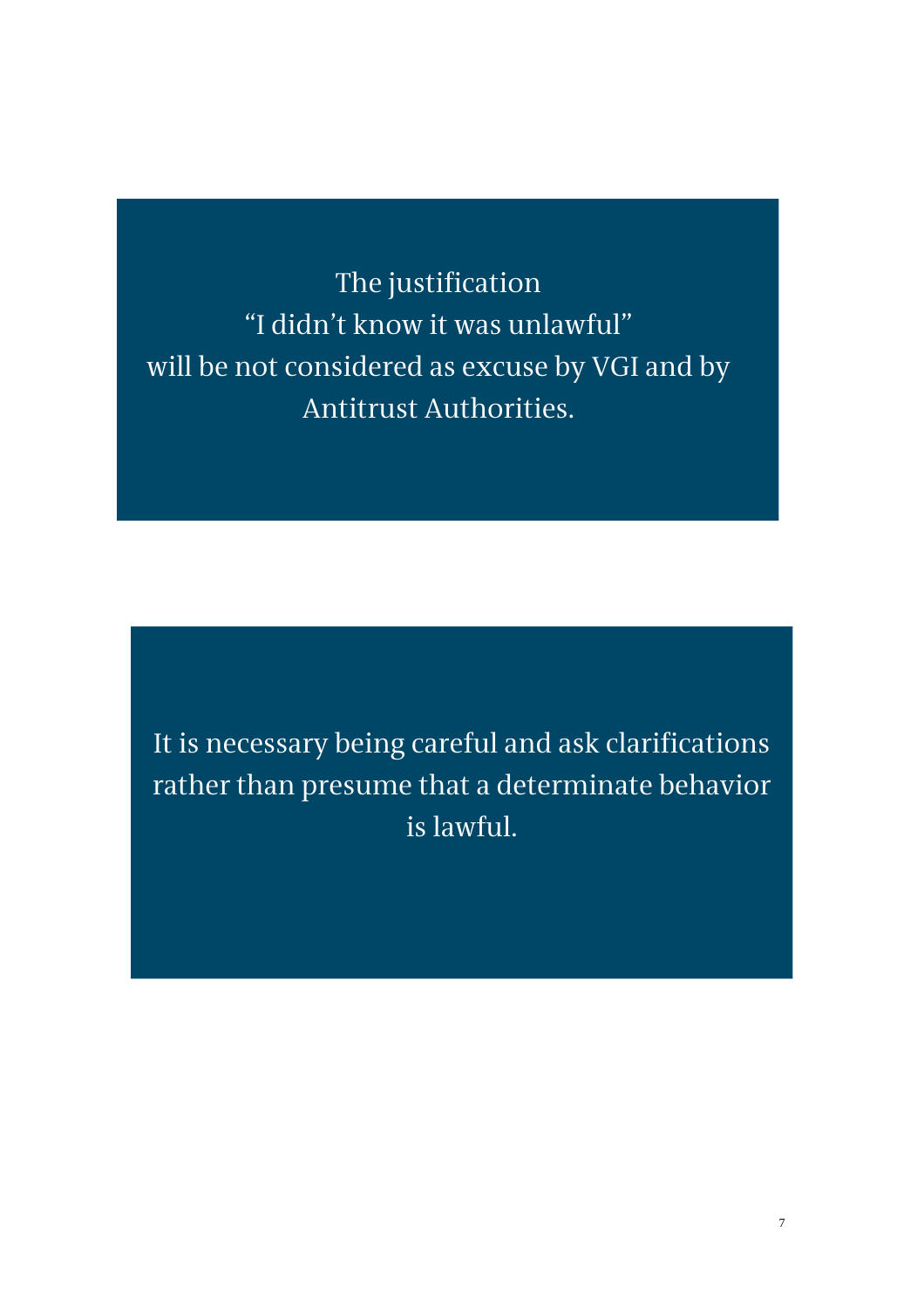The justification
"I didn't know it was unlawful"
will be not considered as excuse by VGI and by Antitrust Authorities.

It is necessary being careful and ask clarifications rather than presume that a determinate behavior is lawful.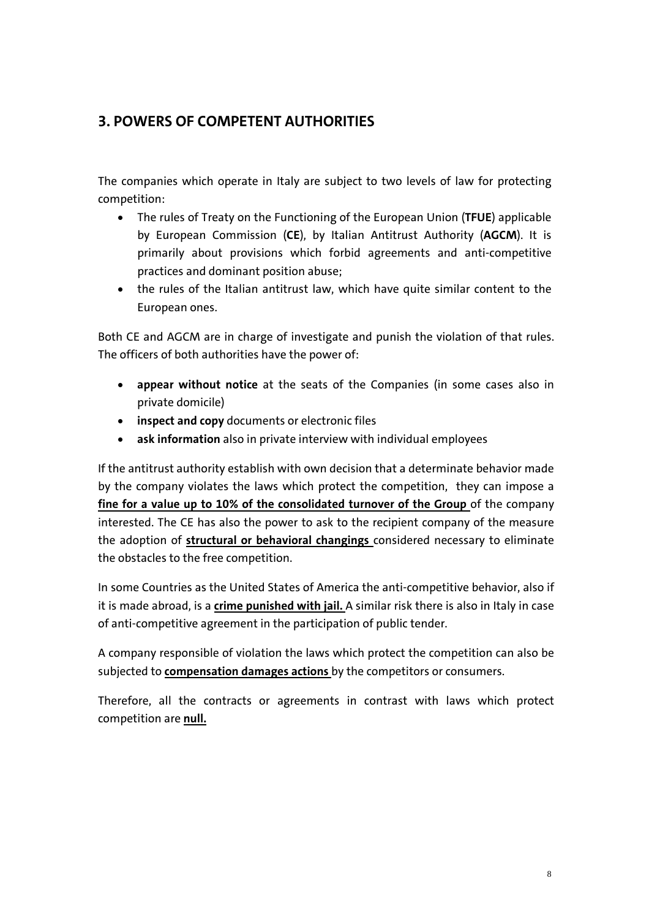## 3. POWERS OF COMPETENT AUTHORITIES

The companies which operate in Italy are subject to two levels of law for protecting competition:

- The rules of Treaty on the Functioning of the European Union (**TFUE**) applicable by European Commission (**CE**), by Italian Antitrust Authority (**AGCM**). It is primarily about provisions which forbid agreements and anti-competitive practices and dominant position abuse;
- the rules of the Italian antitrust law, which have quite similar content to the European ones.

Both CE and AGCM are in charge of investigate and punish the violation of that rules. The officers of both authorities have the power of:

- **appear without notice** at the seats of the Companies (in some cases also in private domicile)
- **inspect and copy** documents or electronic files
- **ask information** also in private interview with individual employees

If the antitrust authority establish with own decision that a determinate behavior made by the company violates the laws which protect the competition, they can impose a **fine for a value up to 10% of the consolidated turnover of the Group** of the company interested. The CE has also the power to ask to the recipient company of the measure the adoption of **structural or behavioral changings** considered necessary to eliminate the obstacles to the free competition.

In some Countries as the United States of America the anti-competitive behavior, also if it is made abroad, is a **crime punished with jail.** A similar risk there is also in Italy in case of anti-competitive agreement in the participation of public tender.

A company responsible of violation the laws which protect the competition can also be subjected to **compensation damages actions** by the competitors or consumers.

Therefore, all the contracts or agreements in contrast with laws which protect competition are **null.**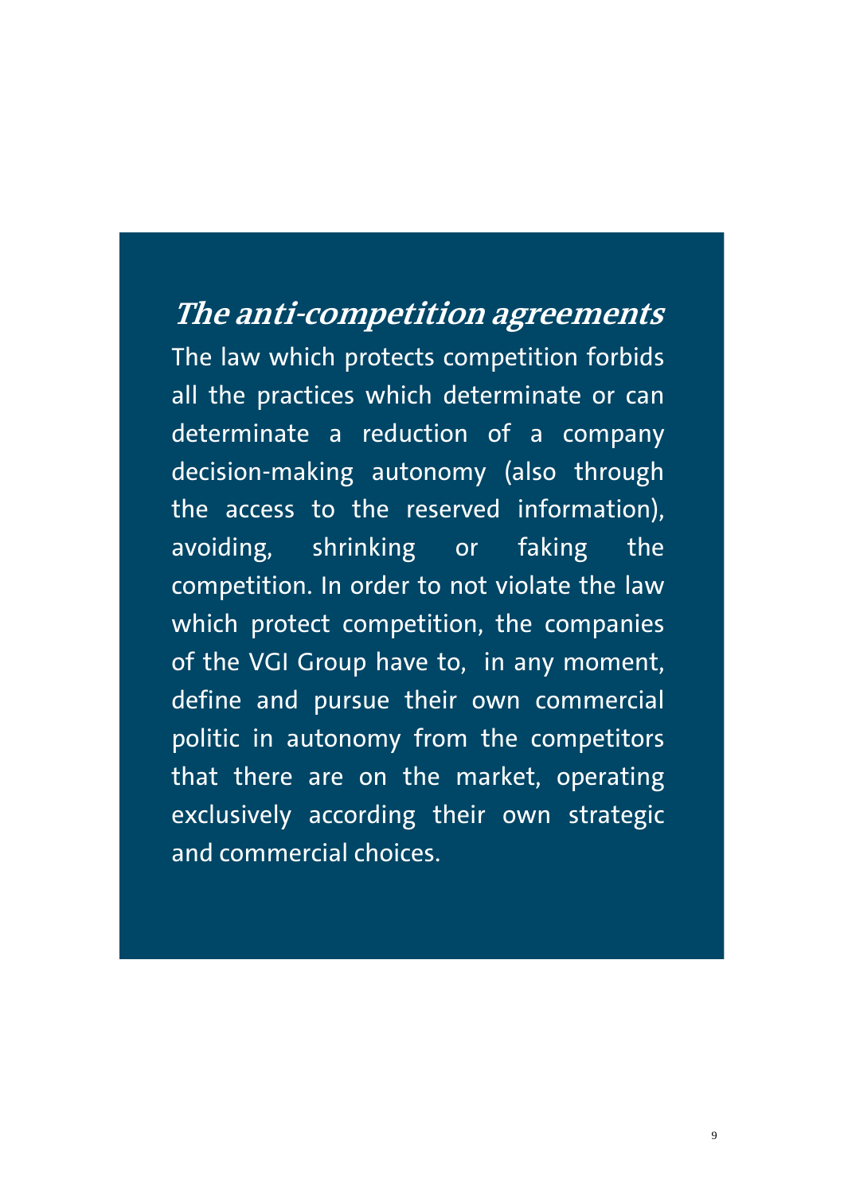## *The anti-competition agreements*

The law which protects competition forbids all the practices which determinate or can determinate a reduction of a company decision-making autonomy (also through the access to the reserved information), avoiding, shrinking or faking the competition. In order to not violate the law which protect competition, the companies of the VGI Group have to, in any moment, define and pursue their own commercial politic in autonomy from the competitors that there are on the market, operating exclusively according their own strategic and commercial choices.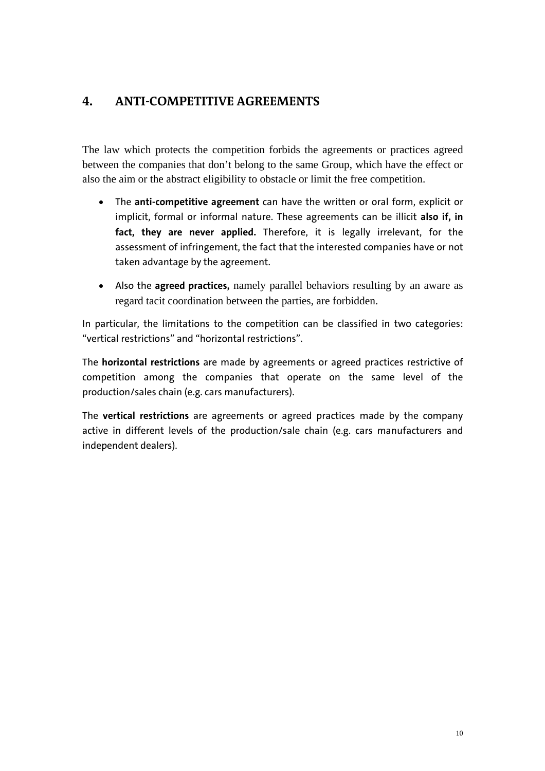## 4. ANTI-COMPETITIVE AGREEMENTS

The law which protects the competition forbids the agreements or practices agreed between the companies that don't belong to the same Group, which have the effect or also the aim or the abstract eligibility to obstacle or limit the free competition.

- The **anti-competitive agreement** can have the written or oral form, explicit or implicit, formal or informal nature. These agreements can be illicit **also if, in fact, they are never applied.** Therefore, it is legally irrelevant, for the assessment of infringement, the fact that the interested companies have or not taken advantage by the agreement.
- Also the **agreed practices,** namely parallel behaviors resulting by an aware as regard tacit coordination between the parties, are forbidden.

In particular, the limitations to the competition can be classified in two categories: "vertical restrictions" and "horizontal restrictions".

The **horizontal restrictions** are made by agreements or agreed practices restrictive of competition among the companies that operate on the same level of the production/sales chain (e.g. cars manufacturers).

The **vertical restrictions** are agreements or agreed practices made by the company active in different levels of the production/sale chain (e.g. cars manufacturers and independent dealers).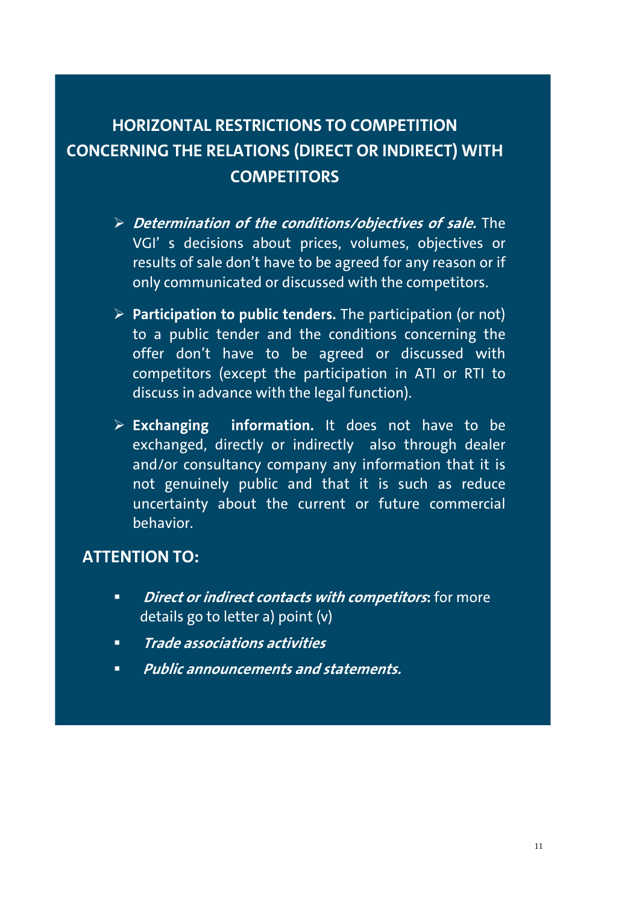## HORIZONTAL RESTRICTIONS TO COMPETITION CONCERNING THE RELATIONS (DIRECT OR INDIRECT) WITH COMPETITORS

- ***Determination of the conditions/objectives of sale.*** The VGI' s decisions about prices, volumes, objectives or results of sale don't have to be agreed for any reason or if only communicated or discussed with the competitors.

- **Participation to public tenders.** The participation (or not) to a public tender and the conditions concerning the offer don't have to be agreed or discussed with competitors (except the participation in ATI or RTI to discuss in advance with the legal function).

- **Exchanging information.** It does not have to be exchanged, directly or indirectly also through dealer and/or consultancy company any information that it is not genuinely public and that it is such as reduce uncertainty about the current or future commercial behavior.

### ATTENTION TO:

- ***Direct or indirect contacts with competitors***: for more details go to letter a) point (v)
- ***Trade associations activities***
- ***Public announcements and statements.***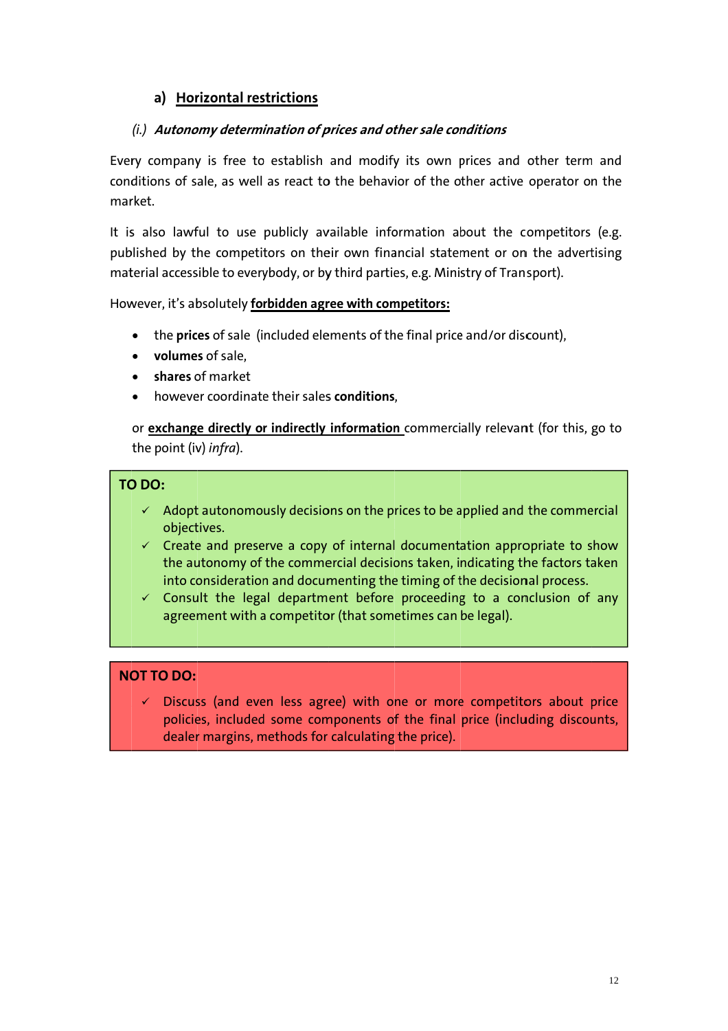### a) <u>Horizontal restrictions</u>

*(i.) **Autonomy determination of prices and other sale conditions***

Every company is free to establish and modify its own prices and other term and conditions of sale, as well as react to the behavior of the other active operator on the market.

It is also lawful to use publicly available information about the competitors (e.g. published by the competitors on their own financial statement or on the advertising material accessible to everybody, or by third parties, e.g. Ministry of Transport).

However, it's absolutely **<u>forbidden agree with competitors:</u>**

- the **prices** of sale (included elements of the final price and/or discount),
- **volumes** of sale,
- **shares** of market
- however coordinate their sales **conditions**,

or **<u>exchange directly or indirectly information</u>** commercially relevant (for this, go to the point (iv) *infra*).

**TO DO:**

- ✓ Adopt autonomously decisions on the prices to be applied and the commercial objectives.
- ✓ Create and preserve a copy of internal documentation appropriate to show the autonomy of the commercial decisions taken, indicating the factors taken into consideration and documenting the timing of the decisional process.
- ✓ Consult the legal department before proceeding to a conclusion of any agreement with a competitor (that sometimes can be legal).

**NOT TO DO:**

- ✓ Discuss (and even less agree) with one or more competitors about price policies, included some components of the final price (including discounts, dealer margins, methods for calculating the price).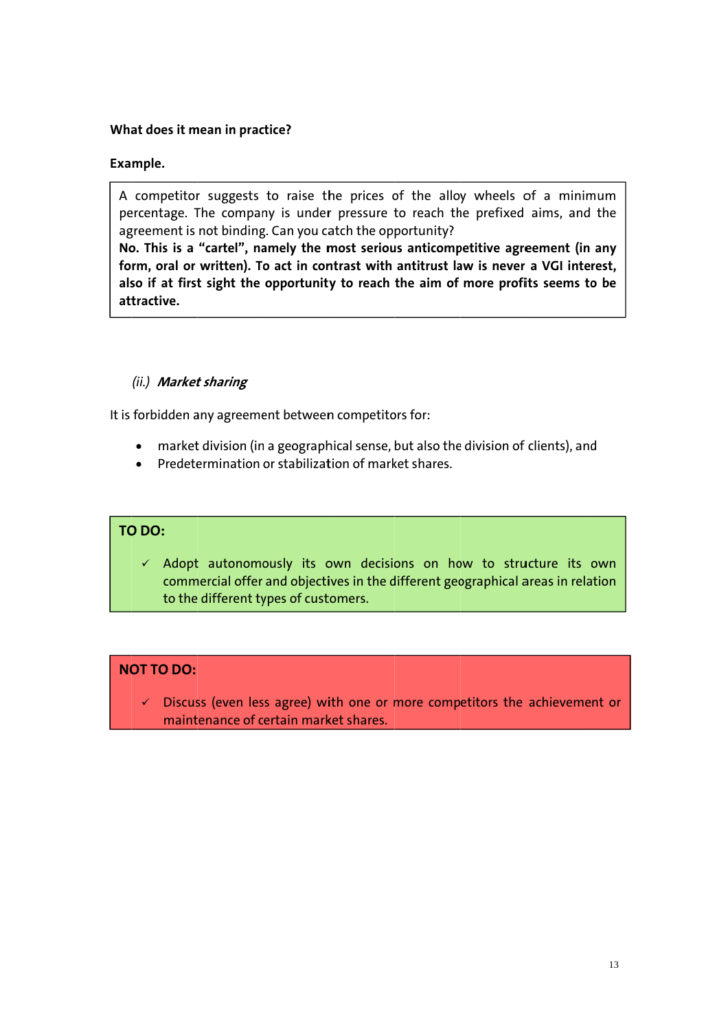**What does it mean in practice?**

**Example.**

> A competitor suggests to raise the prices of the alloy wheels of a minimum percentage. The company is under pressure to reach the prefixed aims, and the agreement is not binding. Can you catch the opportunity?
> **No. This is a "cartel", namely the most serious anticompetitive agreement (in any form, oral or written). To act in contrast with antitrust law is never a VGI interest, also if at first sight the opportunity to reach the aim of more profits seems to be attractive.**

### *(ii.)* ***Market sharing***

It is forbidden any agreement between competitors for:

- market division (in a geographical sense, but also the division of clients), and
- Predetermination or stabilization of market shares.

**TO DO:**

- ✓ Adopt autonomously its own decisions on how to structure its own commercial offer and objectives in the different geographical areas in relation to the different types of customers.

**NOT TO DO:**

- ✓ Discuss (even less agree) with one or more competitors the achievement or maintenance of certain market shares.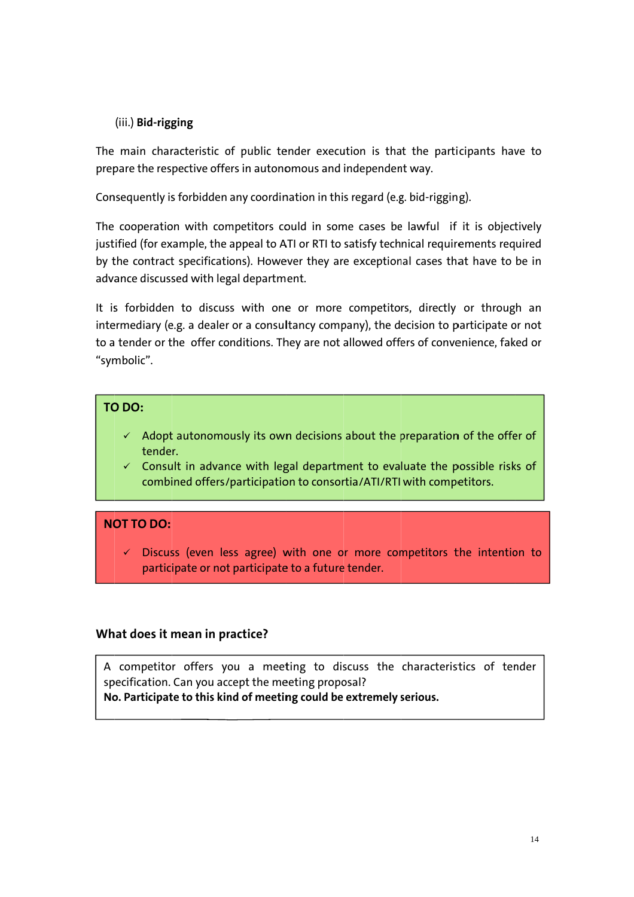(iii.) **Bid-rigging**

The main characteristic of public tender execution is that the participants have to prepare the respective offers in autonomous and independent way.

Consequently is forbidden any coordination in this regard (e.g. bid-rigging).

The cooperation with competitors could in some cases be lawful if it is objectively justified (for example, the appeal to ATI or RTI to satisfy technical requirements required by the contract specifications). However they are exceptional cases that have to be in advance discussed with legal department.

It is forbidden to discuss with one or more competitors, directly or through an intermediary (e.g. a dealer or a consultancy company), the decision to participate or not to a tender or the offer conditions. They are not allowed offers of convenience, faked or "symbolic".

**TO DO:**

- ✓ Adopt autonomously its own decisions about the preparation of the offer of tender.
- ✓ Consult in advance with legal department to evaluate the possible risks of combined offers/participation to consortia/ATI/RTI with competitors.

**NOT TO DO:**

- ✓ Discuss (even less agree) with one or more competitors the intention to participate or not participate to a future tender.

### What does it mean in practice?

A competitor offers you a meeting to discuss the characteristics of tender specification. Can you accept the meeting proposal?
**No. Participate to this kind of meeting could be extremely serious.**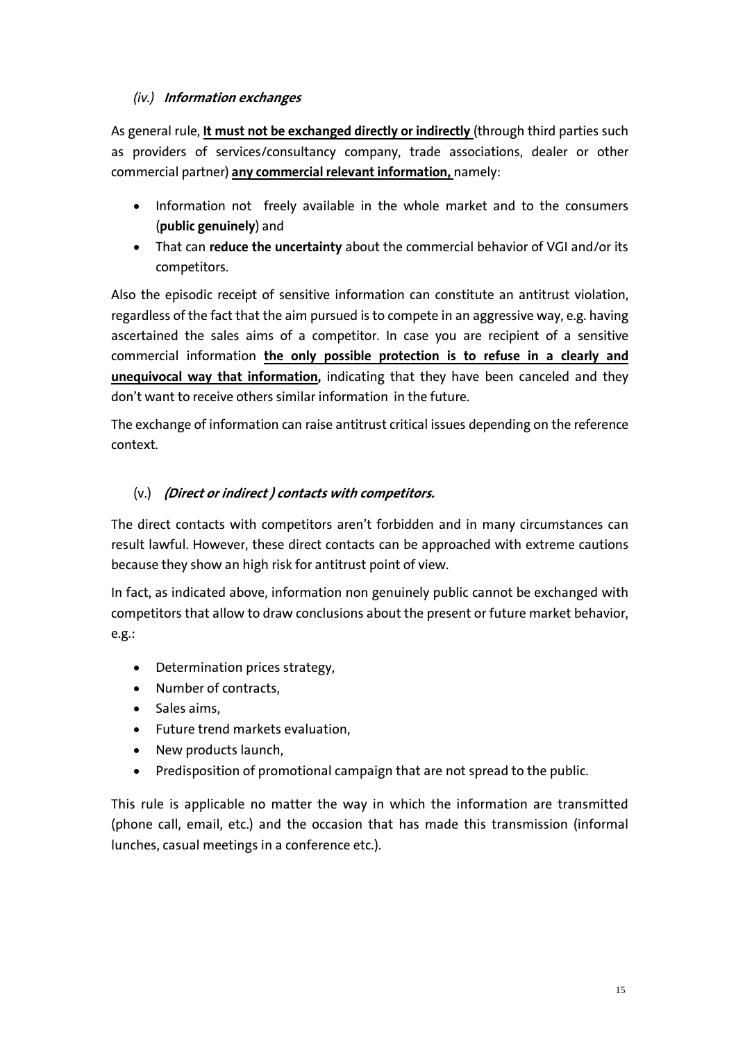### *(iv.) **Information exchanges***

As general rule, <u>**It must not be exchanged directly or indirectly**</u> (through third parties such as providers of services/consultancy company, trade associations, dealer or other commercial partner) <u>**any commercial relevant information,**</u> namely:

- Information not freely available in the whole market and to the consumers (**public genuinely**) and
- That can **reduce the uncertainty** about the commercial behavior of VGI and/or its competitors.

Also the episodic receipt of sensitive information can constitute an antitrust violation, regardless of the fact that the aim pursued is to compete in an aggressive way, e.g. having ascertained the sales aims of a competitor. In case you are recipient of a sensitive commercial information <u>**the only possible protection is to refuse in a clearly and unequivocal way that information,**</u> indicating that they have been canceled and they don't want to receive others similar information in the future.

The exchange of information can raise antitrust critical issues depending on the reference context.

### (v.) ***(Direct or indirect ) contacts with competitors.***

The direct contacts with competitors aren't forbidden and in many circumstances can result lawful. However, these direct contacts can be approached with extreme cautions because they show an high risk for antitrust point of view.

In fact, as indicated above, information non genuinely public cannot be exchanged with competitors that allow to draw conclusions about the present or future market behavior, e.g.:

- Determination prices strategy,
- Number of contracts,
- Sales aims,
- Future trend markets evaluation,
- New products launch,
- Predisposition of promotional campaign that are not spread to the public.

This rule is applicable no matter the way in which the information are transmitted (phone call, email, etc.) and the occasion that has made this transmission (informal lunches, casual meetings in a conference etc.).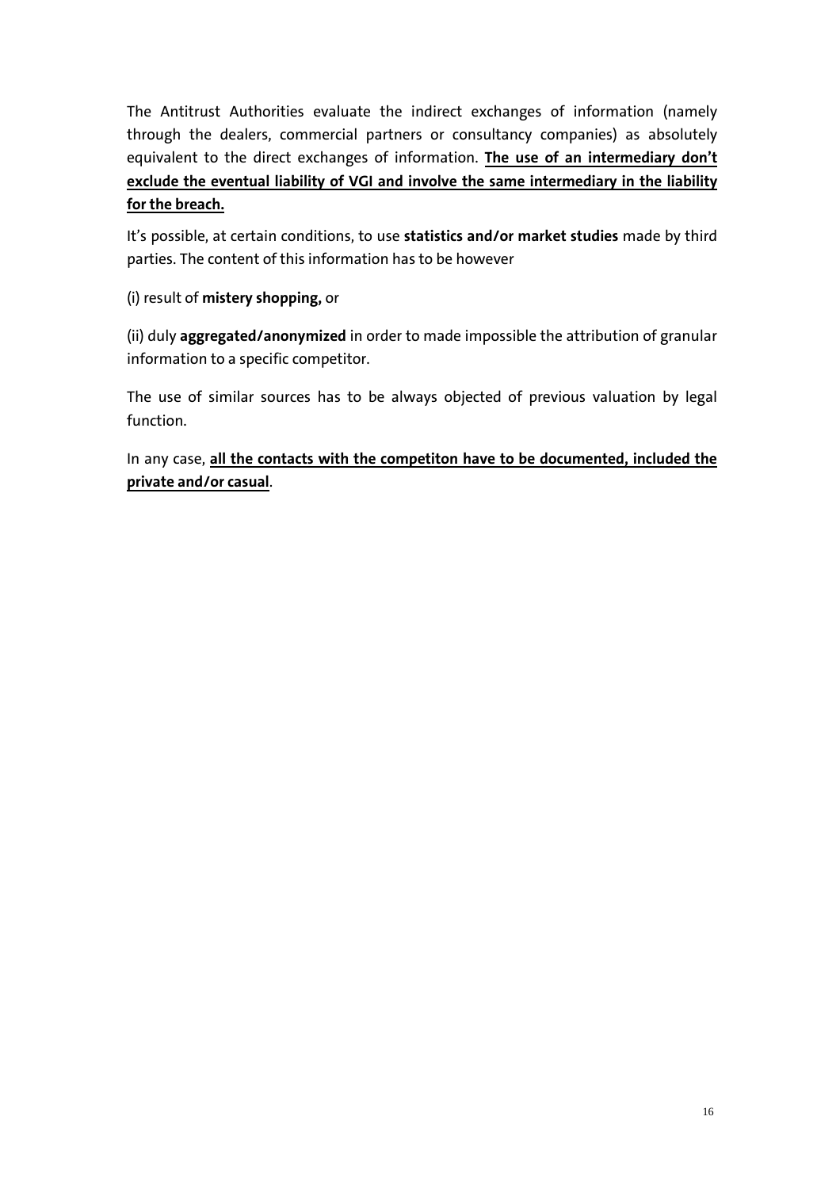The Antitrust Authorities evaluate the indirect exchanges of information (namely through the dealers, commercial partners or consultancy companies) as absolutely equivalent to the direct exchanges of information. **<u>The use of an intermediary don't exclude the eventual liability of VGI and involve the same intermediary in the liability for the breach.</u>**

It's possible, at certain conditions, to use **statistics and/or market studies** made by third parties. The content of this information has to be however

(i) result of **mistery shopping,** or

(ii) duly **aggregated/anonymized** in order to made impossible the attribution of granular information to a specific competitor.

The use of similar sources has to be always objected of previous valuation by legal function.

In any case, **<u>all the contacts with the competiton have to be documented, included the private and/or casual</u>**.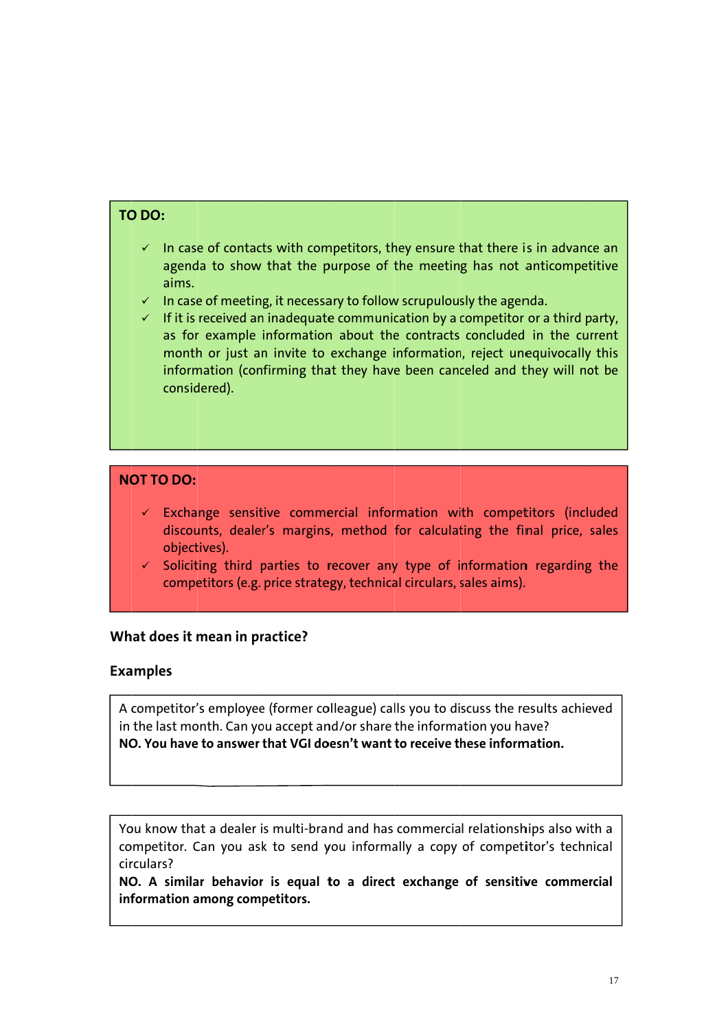**TO DO:**

- ✓ In case of contacts with competitors, they ensure that there is in advance an agenda to show that the purpose of the meeting has not anticompetitive aims.
- ✓ In case of meeting, it necessary to follow scrupulously the agenda.
- ✓ If it is received an inadequate communication by a competitor or a third party, as for example information about the contracts concluded in the current month or just an invite to exchange information, reject unequivocally this information (confirming that they have been canceled and they will not be considered).

**NOT TO DO:**

- ✓ Exchange sensitive commercial information with competitors (included discounts, dealer's margins, method for calculating the final price, sales objectives).
- ✓ Soliciting third parties to recover any type of information regarding the competitors (e.g. price strategy, technical circulars, sales aims).

**What does it mean in practice?**

**Examples**

A competitor's employee (former colleague) calls you to discuss the results achieved in the last month. Can you accept and/or share the information you have?
**NO. You have to answer that VGI doesn't want to receive these information.**

You know that a dealer is multi-brand and has commercial relationships also with a competitor. Can you ask to send you informally a copy of competitor's technical circulars?
**NO. A similar behavior is equal to a direct exchange of sensitive commercial information among competitors.**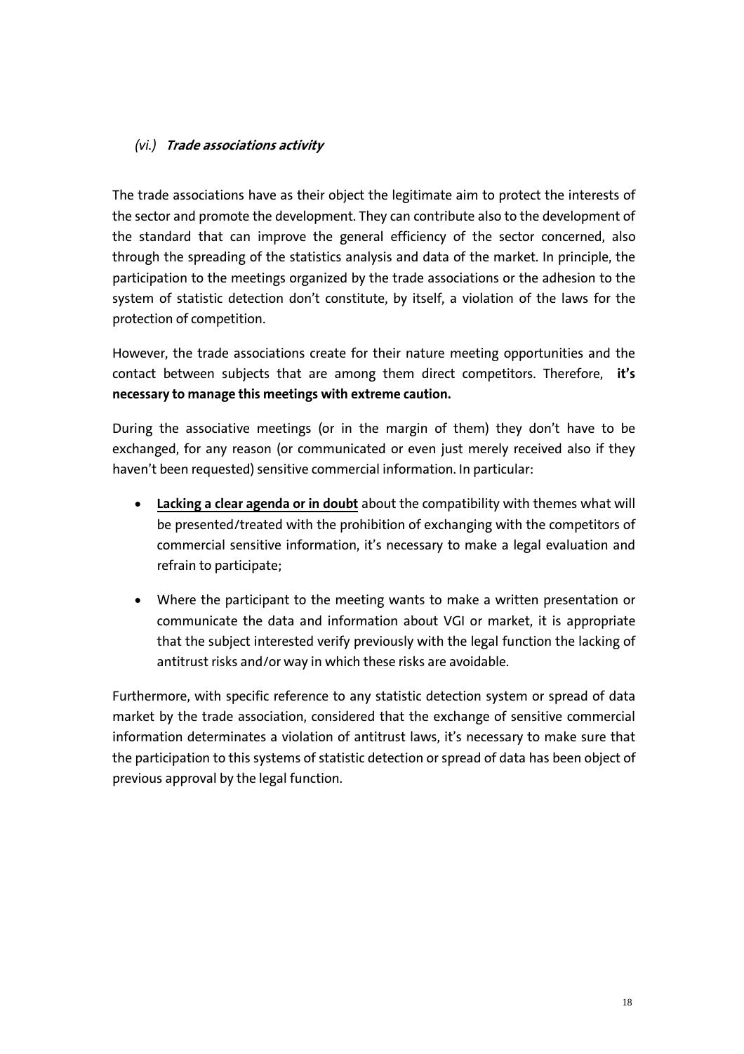### *(vi.)* ***Trade associations activity***

The trade associations have as their object the legitimate aim to protect the interests of the sector and promote the development. They can contribute also to the development of the standard that can improve the general efficiency of the sector concerned, also through the spreading of the statistics analysis and data of the market. In principle, the participation to the meetings organized by the trade associations or the adhesion to the system of statistic detection don't constitute, by itself, a violation of the laws for the protection of competition.

However, the trade associations create for their nature meeting opportunities and the contact between subjects that are among them direct competitors. Therefore, **it's necessary to manage this meetings with extreme caution.**

During the associative meetings (or in the margin of them) they don't have to be exchanged, for any reason (or communicated or even just merely received also if they haven't been requested) sensitive commercial information. In particular:

- **Lacking a clear agenda or in doubt** about the compatibility with themes what will be presented/treated with the prohibition of exchanging with the competitors of commercial sensitive information, it's necessary to make a legal evaluation and refrain to participate;
- Where the participant to the meeting wants to make a written presentation or communicate the data and information about VGI or market, it is appropriate that the subject interested verify previously with the legal function the lacking of antitrust risks and/or way in which these risks are avoidable.

Furthermore, with specific reference to any statistic detection system or spread of data market by the trade association, considered that the exchange of sensitive commercial information determinates a violation of antitrust laws, it's necessary to make sure that the participation to this systems of statistic detection or spread of data has been object of previous approval by the legal function.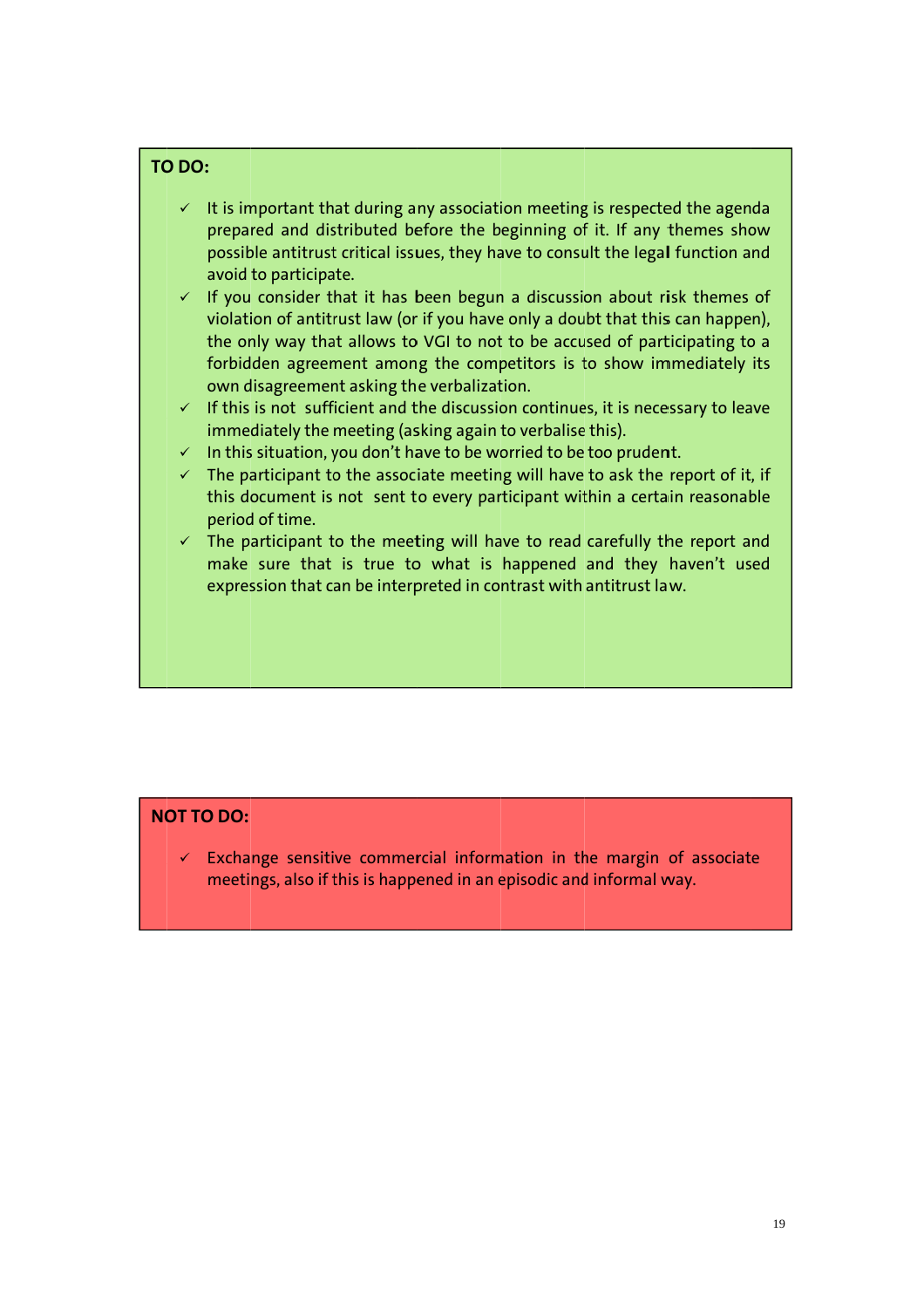**TO DO:**

- ✓ It is important that during any association meeting is respected the agenda prepared and distributed before the beginning of it. If any themes show possible antitrust critical issues, they have to consult the legal function and avoid to participate.
- ✓ If you consider that it has been begun a discussion about risk themes of violation of antitrust law (or if you have only a doubt that this can happen), the only way that allows to VGI to not to be accused of participating to a forbidden agreement among the competitors is to show immediately its own disagreement asking the verbalization.
- ✓ If this is not sufficient and the discussion continues, it is necessary to leave immediately the meeting (asking again to verbalise this).
- ✓ In this situation, you don't have to be worried to be too prudent.
- ✓ The participant to the associate meeting will have to ask the report of it, if this document is not sent to every participant within a certain reasonable period of time.
- ✓ The participant to the meeting will have to read carefully the report and make sure that is true to what is happened and they haven't used expression that can be interpreted in contrast with antitrust law.

**NOT TO DO:**

- ✓ Exchange sensitive commercial information in the margin of associate meetings, also if this is happened in an episodic and informal way.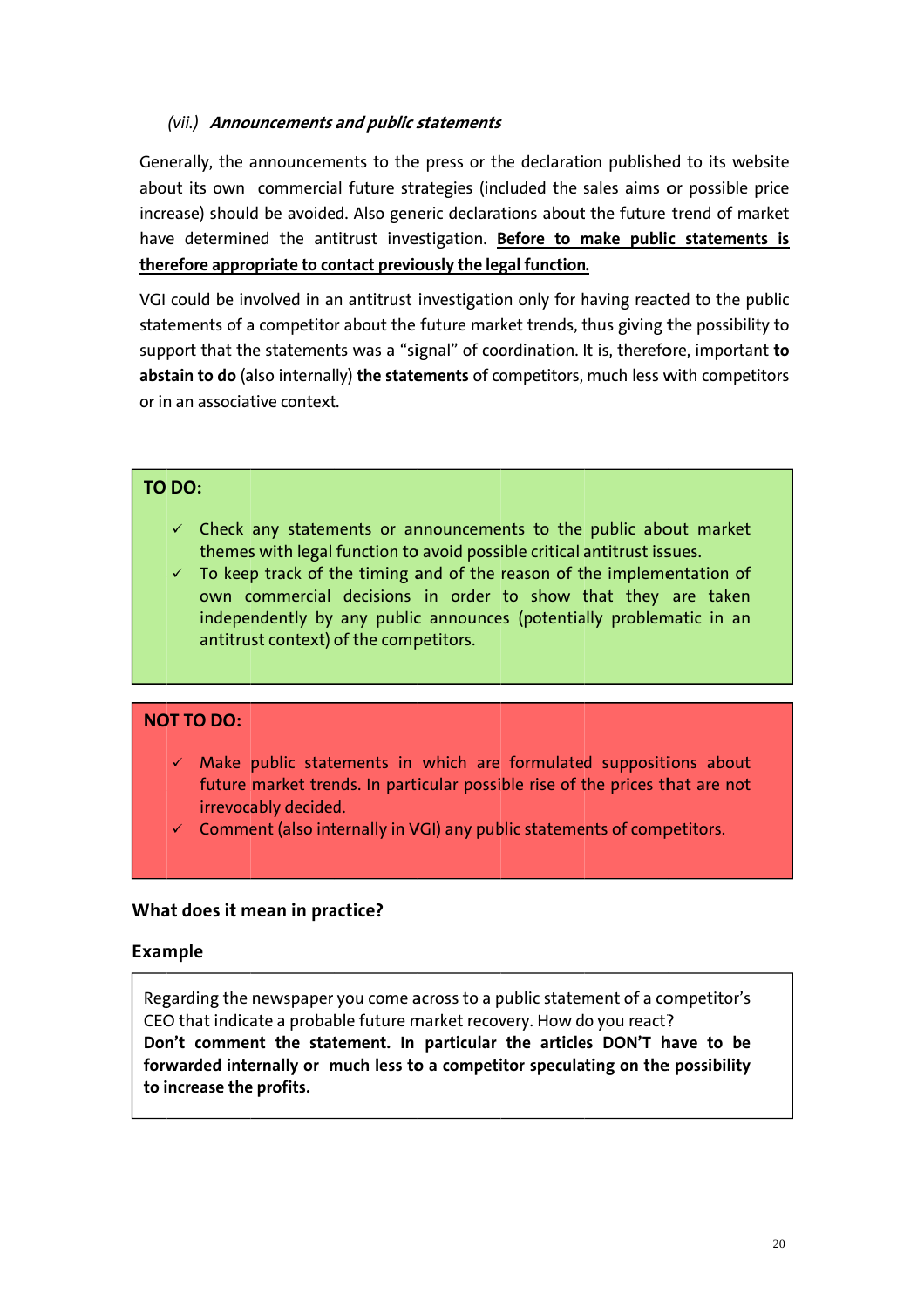### *(vii.) Announcements and public statements*

Generally, the announcements to the press or the declaration published to its website about its own commercial future strategies (included the sales aims or possible price increase) should be avoided. Also generic declarations about the future trend of market have determined the antitrust investigation. **Before to make public statements is therefore appropriate to contact previously the legal function.**

VGI could be involved in an antitrust investigation only for having reacted to the public statements of a competitor about the future market trends, thus giving the possibility to support that the statements was a "signal" of coordination. It is, therefore, important **to abstain to do** (also internally) **the statements** of competitors, much less with competitors or in an associative context.

**TO DO:**

- ✓ Check any statements or announcements to the public about market themes with legal function to avoid possible critical antitrust issues.
- ✓ To keep track of the timing and of the reason of the implementation of own commercial decisions in order to show that they are taken independently by any public announces (potentially problematic in an antitrust context) of the competitors.

**NOT TO DO:**

- ✓ Make public statements in which are formulated suppositions about future market trends. In particular possible rise of the prices that are not irrevocably decided.
- ✓ Comment (also internally in VGI) any public statements of competitors.

**What does it mean in practice?**

**Example**

Regarding the newspaper you come across to a public statement of a competitor's CEO that indicate a probable future market recovery. How do you react?
**Don't comment the statement. In particular the articles DON'T have to be forwarded internally or much less to a competitor speculating on the possibility to increase the profits.**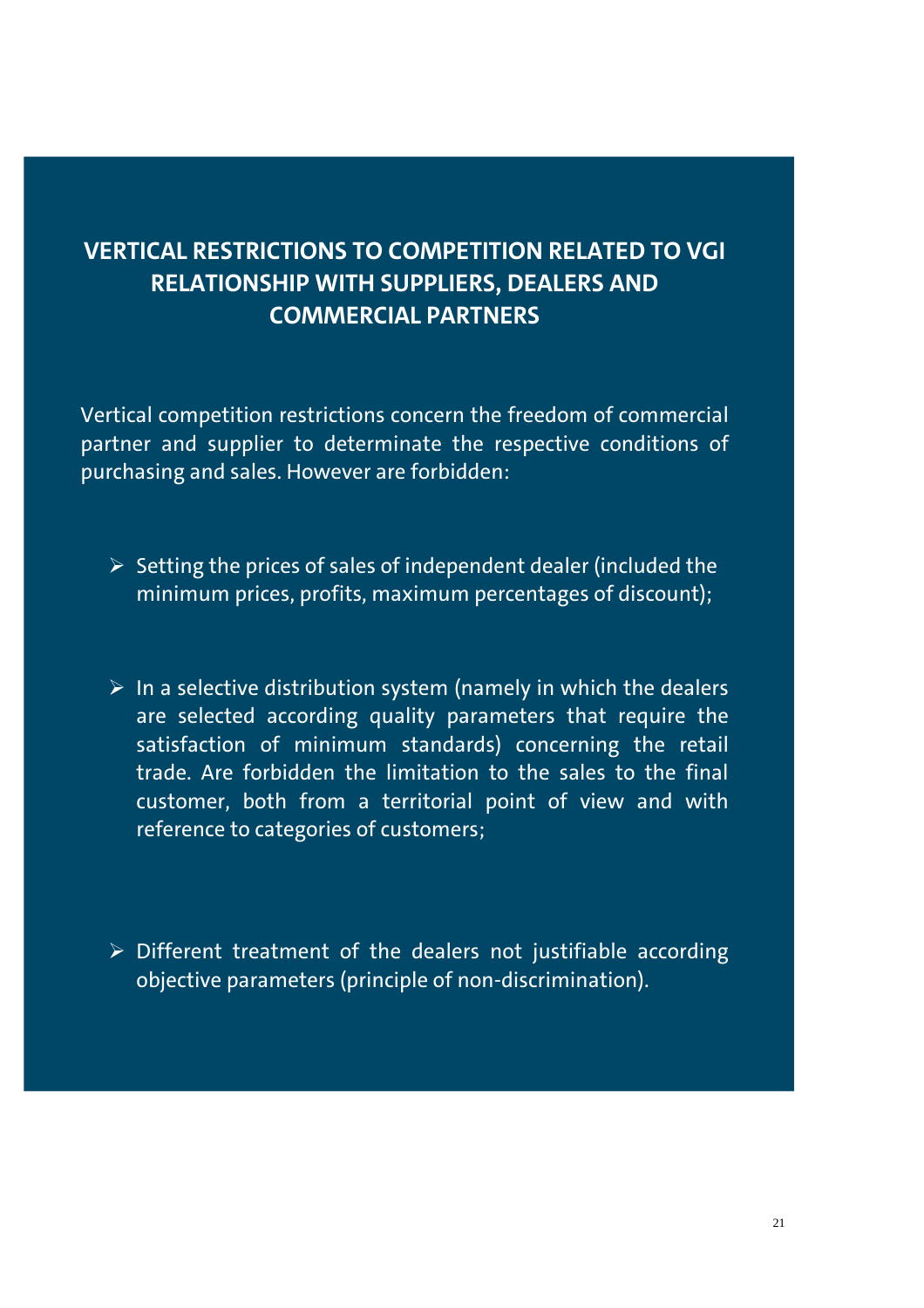## VERTICAL RESTRICTIONS TO COMPETITION RELATED TO VGI RELATIONSHIP WITH SUPPLIERS, DEALERS AND COMMERCIAL PARTNERS

Vertical competition restrictions concern the freedom of commercial partner and supplier to determinate the respective conditions of purchasing and sales. However are forbidden:

- Setting the prices of sales of independent dealer (included the minimum prices, profits, maximum percentages of discount);
- In a selective distribution system (namely in which the dealers are selected according quality parameters that require the satisfaction of minimum standards) concerning the retail trade. Are forbidden the limitation to the sales to the final customer, both from a territorial point of view and with reference to categories of customers;
- Different treatment of the dealers not justifiable according objective parameters (principle of non-discrimination).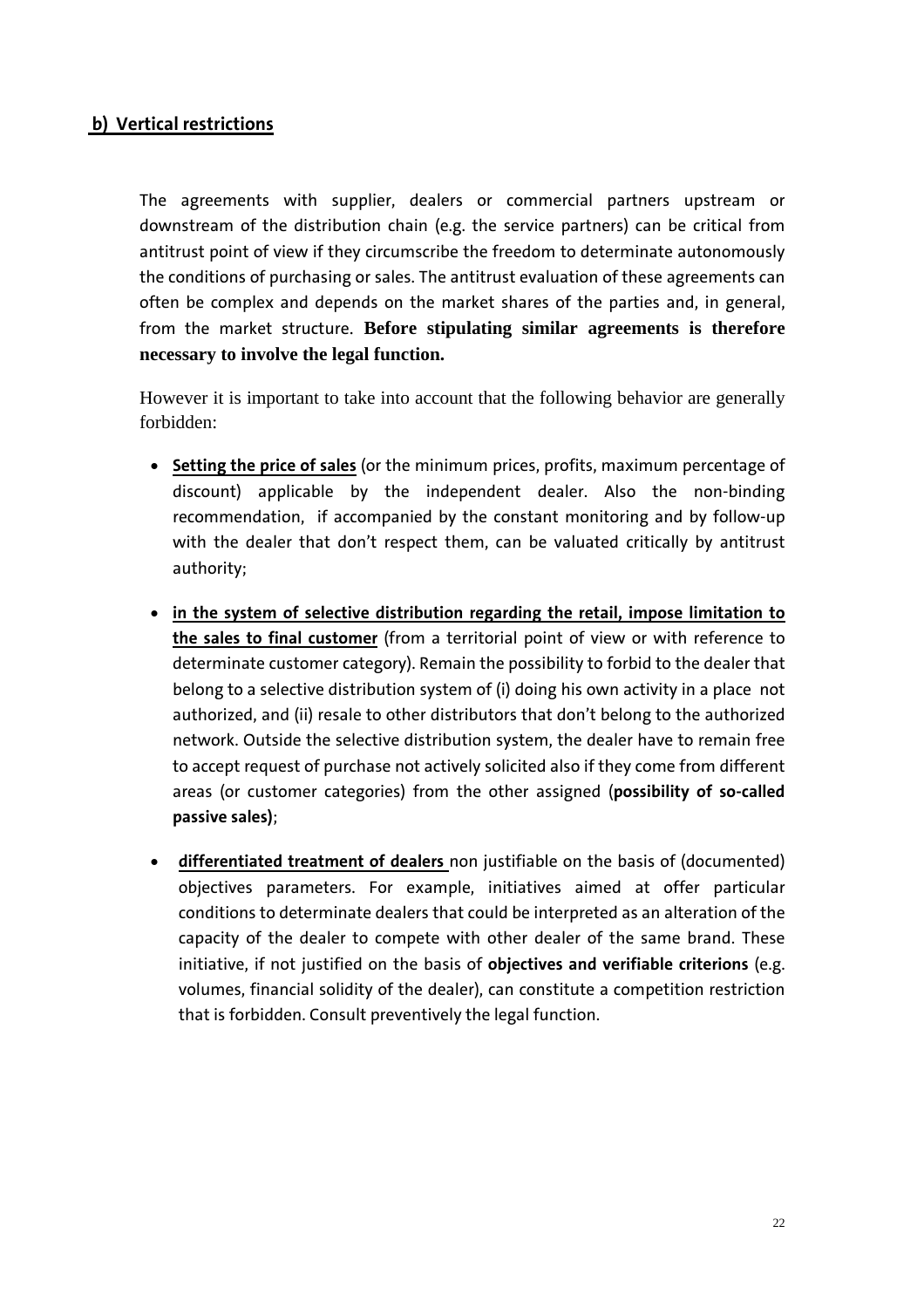### **b) Vertical restrictions**

The agreements with supplier, dealers or commercial partners upstream or downstream of the distribution chain (e.g. the service partners) can be critical from antitrust point of view if they circumscribe the freedom to determinate autonomously the conditions of purchasing or sales. The antitrust evaluation of these agreements can often be complex and depends on the market shares of the parties and, in general, from the market structure. **Before stipulating similar agreements is therefore necessary to involve the legal function.**

However it is important to take into account that the following behavior are generally forbidden:

- **Setting the price of sales** (or the minimum prices, profits, maximum percentage of discount) applicable by the independent dealer. Also the non-binding recommendation, if accompanied by the constant monitoring and by follow-up with the dealer that don't respect them, can be valuated critically by antitrust authority;

- **in the system of selective distribution regarding the retail, impose limitation to the sales to final customer** (from a territorial point of view or with reference to determinate customer category). Remain the possibility to forbid to the dealer that belong to a selective distribution system of (i) doing his own activity in a place not authorized, and (ii) resale to other distributors that don't belong to the authorized network. Outside the selective distribution system, the dealer have to remain free to accept request of purchase not actively solicited also if they come from different areas (or customer categories) from the other assigned (**possibility of so-called passive sales)**;

- **differentiated treatment of dealers** non justifiable on the basis of (documented) objectives parameters. For example, initiatives aimed at offer particular conditions to determinate dealers that could be interpreted as an alteration of the capacity of the dealer to compete with other dealer of the same brand. These initiative, if not justified on the basis of **objectives and verifiable criterions** (e.g. volumes, financial solidity of the dealer), can constitute a competition restriction that is forbidden. Consult preventively the legal function.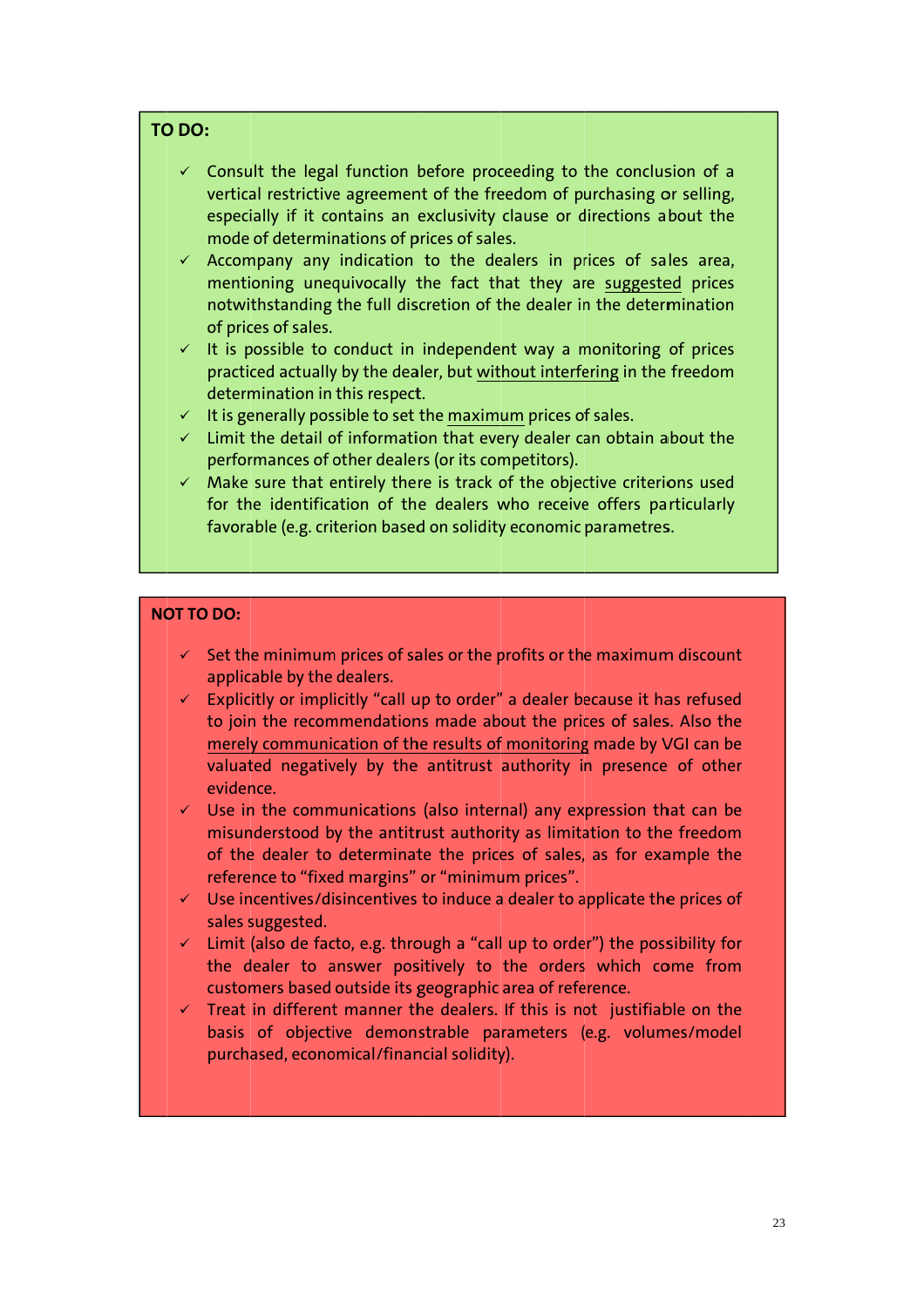**TO DO:**

- ✓ Consult the legal function before proceeding to the conclusion of a vertical restrictive agreement of the freedom of purchasing or selling, especially if it contains an exclusivity clause or directions about the mode of determinations of prices of sales.
- ✓ Accompany any indication to the dealers in prices of sales area, mentioning unequivocally the fact that they are <u>suggested</u> prices notwithstanding the full discretion of the dealer in the determination of prices of sales.
- ✓ It is possible to conduct in independent way a monitoring of prices practiced actually by the dealer, but <u>without interfering</u> in the freedom determination in this respect.
- ✓ It is generally possible to set the <u>maximum</u> prices of sales.
- ✓ Limit the detail of information that every dealer can obtain about the performances of other dealers (or its competitors).
- ✓ Make sure that entirely there is track of the objective criterions used for the identification of the dealers who receive offers particularly favorable (e.g. criterion based on solidity economic parametres.

**NOT TO DO:**

- ✓ Set the minimum prices of sales or the profits or the maximum discount applicable by the dealers.
- ✓ Explicitly or implicitly "call up to order" a dealer because it has refused to join the recommendations made about the prices of sales. Also the <u>merely communication of the results of monitoring</u> made by VGI can be valuated negatively by the antitrust authority in presence of other evidence.
- ✓ Use in the communications (also internal) any expression that can be misunderstood by the antitrust authority as limitation to the freedom of the dealer to determinate the prices of sales, as for example the reference to "fixed margins" or "minimum prices".
- ✓ Use incentives/disincentives to induce a dealer to applicate the prices of sales suggested.
- ✓ Limit (also de facto, e.g. through a "call up to order") the possibility for the dealer to answer positively to the orders which come from customers based outside its geographic area of reference.
- ✓ Treat in different manner the dealers. If this is not justifiable on the basis of objective demonstrable parameters (e.g. volumes/model purchased, economical/financial solidity).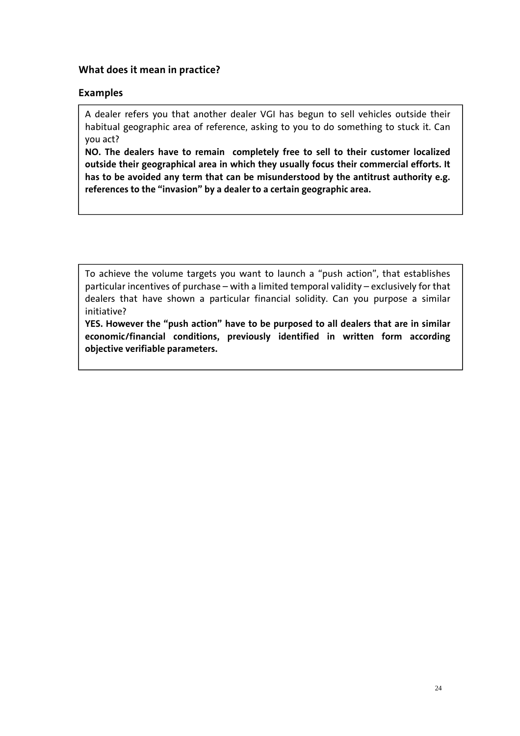### What does it mean in practice?

### Examples

A dealer refers you that another dealer VGI has begun to sell vehicles outside their habitual geographic area of reference, asking to you to do something to stuck it. Can you act?

**NO. The dealers have to remain completely free to sell to their customer localized outside their geographical area in which they usually focus their commercial efforts. It has to be avoided any term that can be misunderstood by the antitrust authority e.g. references to the "invasion" by a dealer to a certain geographic area.**

---

To achieve the volume targets you want to launch a "push action", that establishes particular incentives of purchase – with a limited temporal validity – exclusively for that dealers that have shown a particular financial solidity. Can you purpose a similar initiative?

**YES. However the "push action" have to be purposed to all dealers that are in similar economic/financial conditions, previously identified in written form according objective verifiable parameters.**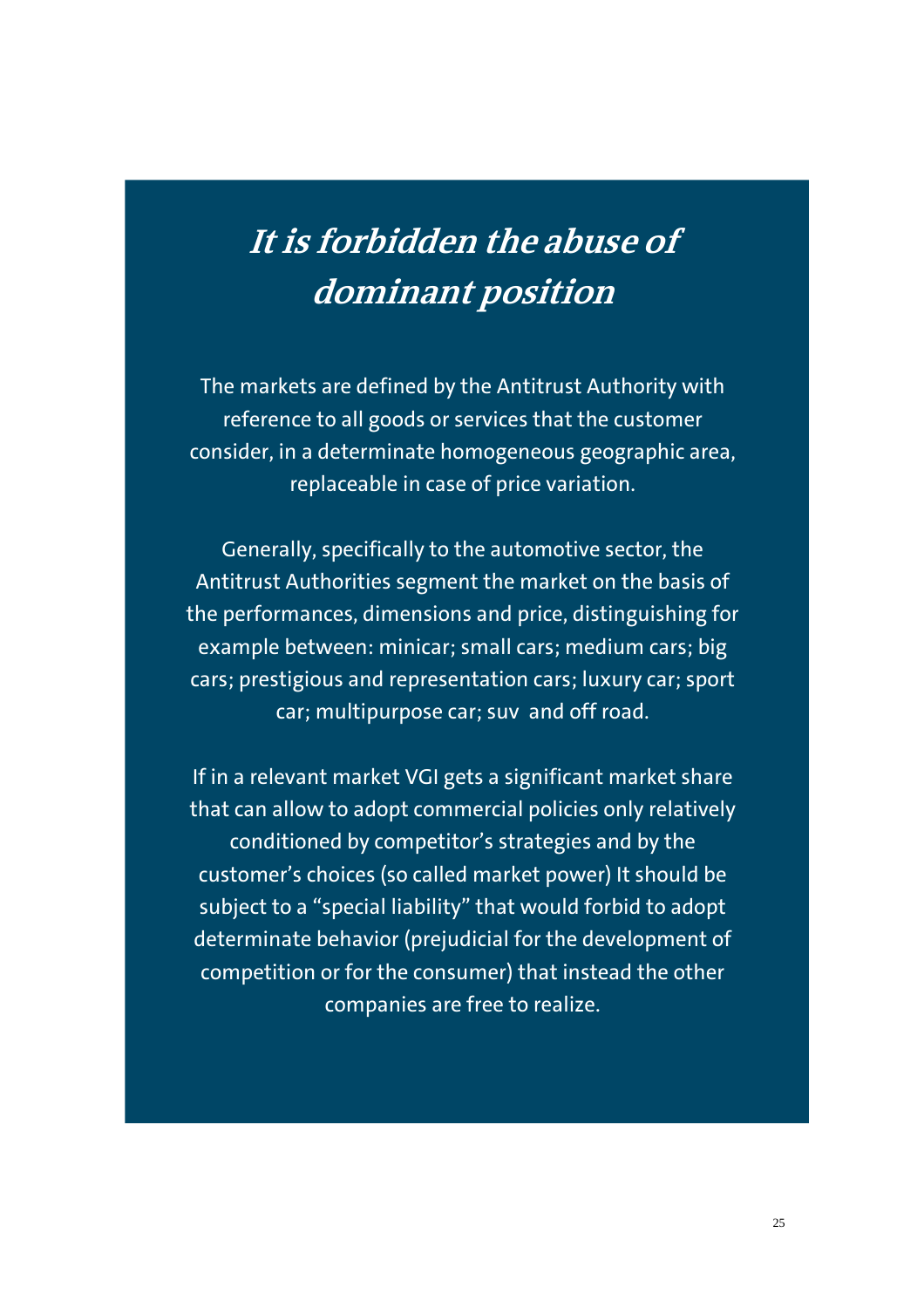# *It is forbidden the abuse of dominant position*

The markets are defined by the Antitrust Authority with reference to all goods or services that the customer consider, in a determinate homogeneous geographic area, replaceable in case of price variation.

Generally, specifically to the automotive sector, the Antitrust Authorities segment the market on the basis of the performances, dimensions and price, distinguishing for example between: minicar; small cars; medium cars; big cars; prestigious and representation cars; luxury car; sport car; multipurpose car; suv  and off road.

If in a relevant market VGI gets a significant market share that can allow to adopt commercial policies only relatively conditioned by competitor's strategies and by the customer's choices (so called market power) It should be subject to a "special liability" that would forbid to adopt determinate behavior (prejudicial for the development of competition or for the consumer) that instead the other companies are free to realize.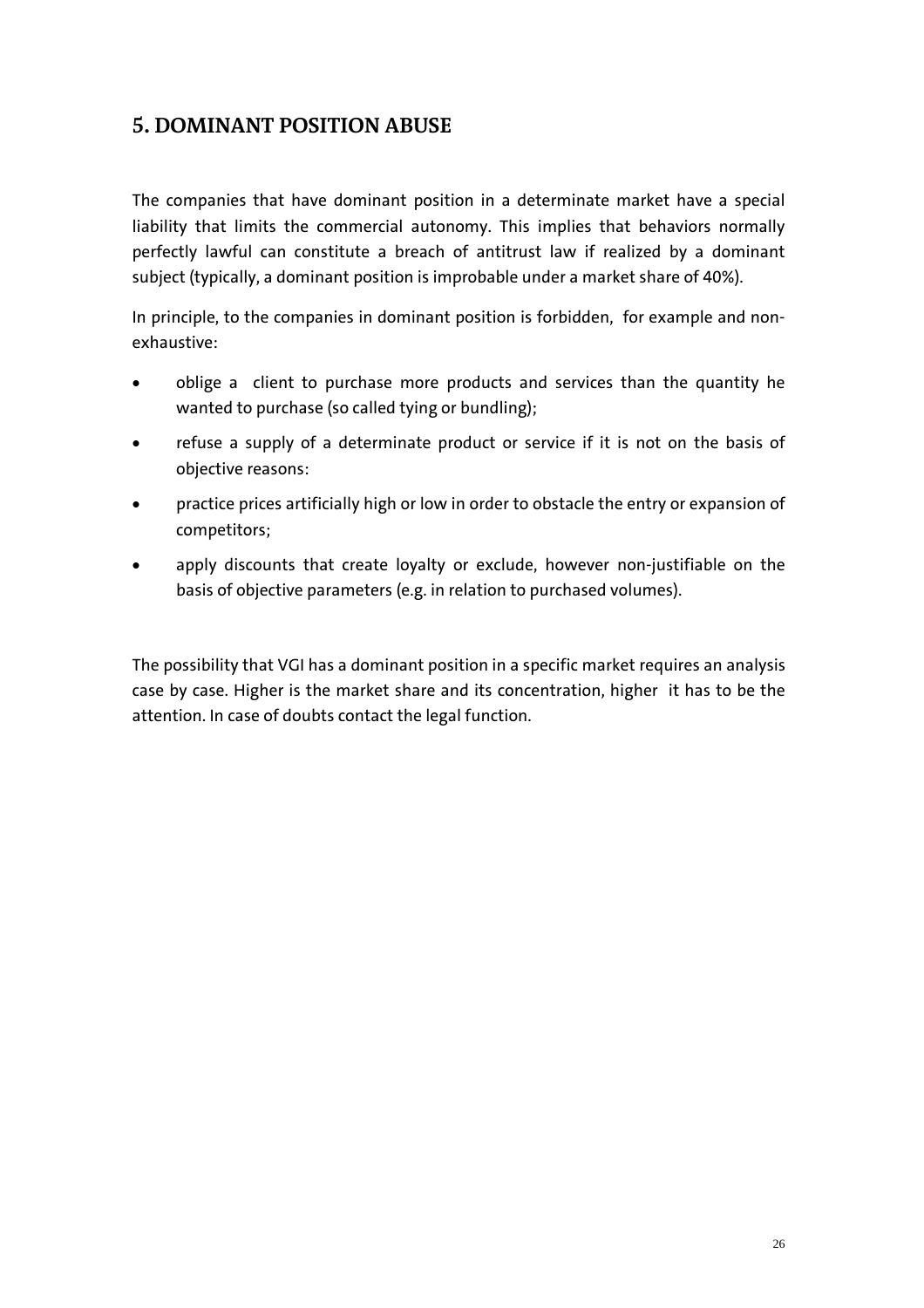## 5. DOMINANT POSITION ABUSE

The companies that have dominant position in a determinate market have a special liability that limits the commercial autonomy. This implies that behaviors normally perfectly lawful can constitute a breach of antitrust law if realized by a dominant subject (typically, a dominant position is improbable under a market share of 40%).

In principle, to the companies in dominant position is forbidden, for example and non-exhaustive:

- oblige a client to purchase more products and services than the quantity he wanted to purchase (so called tying or bundling);
- refuse a supply of a determinate product or service if it is not on the basis of objective reasons:
- practice prices artificially high or low in order to obstacle the entry or expansion of competitors;
- apply discounts that create loyalty or exclude, however non-justifiable on the basis of objective parameters (e.g. in relation to purchased volumes).

The possibility that VGI has a dominant position in a specific market requires an analysis case by case. Higher is the market share and its concentration, higher it has to be the attention. In case of doubts contact the legal function.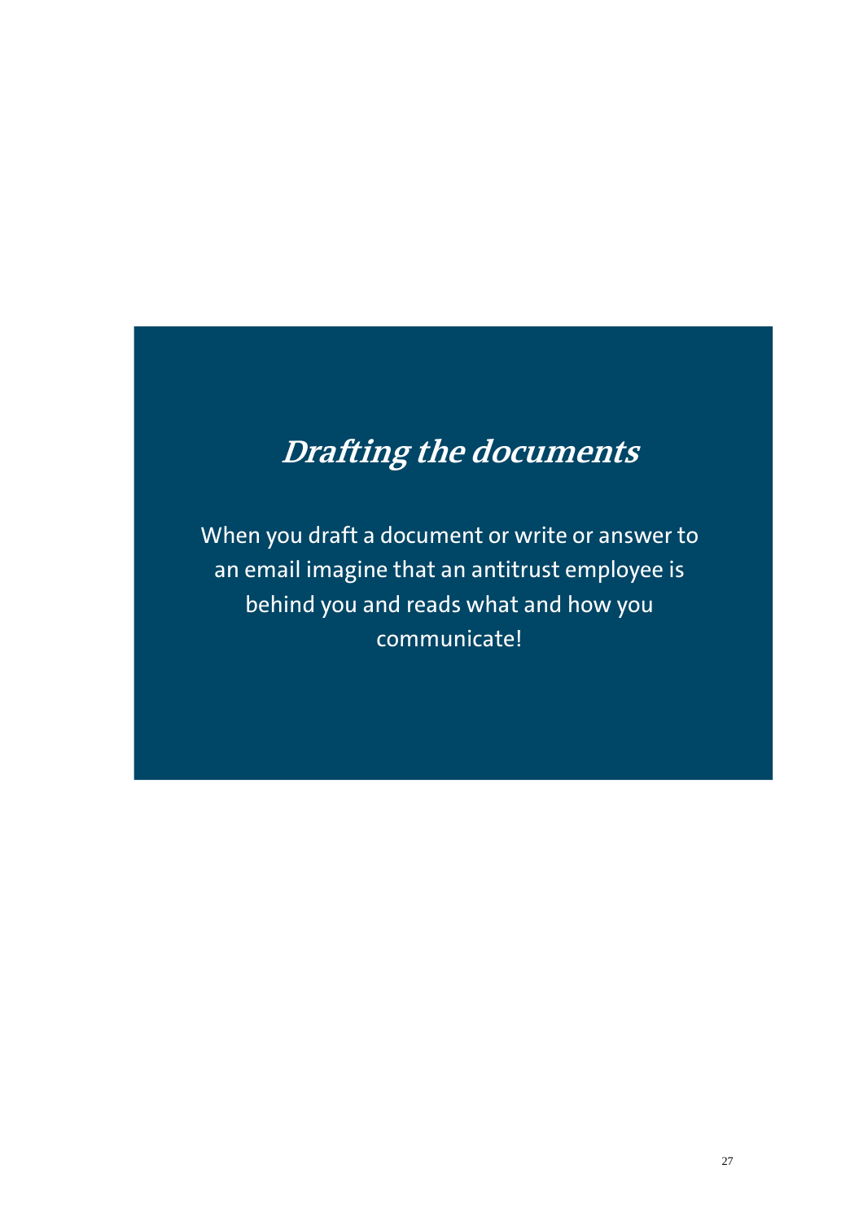## *Drafting the documents*

When you draft a document or write or answer to an email imagine that an antitrust employee is behind you and reads what and how you communicate!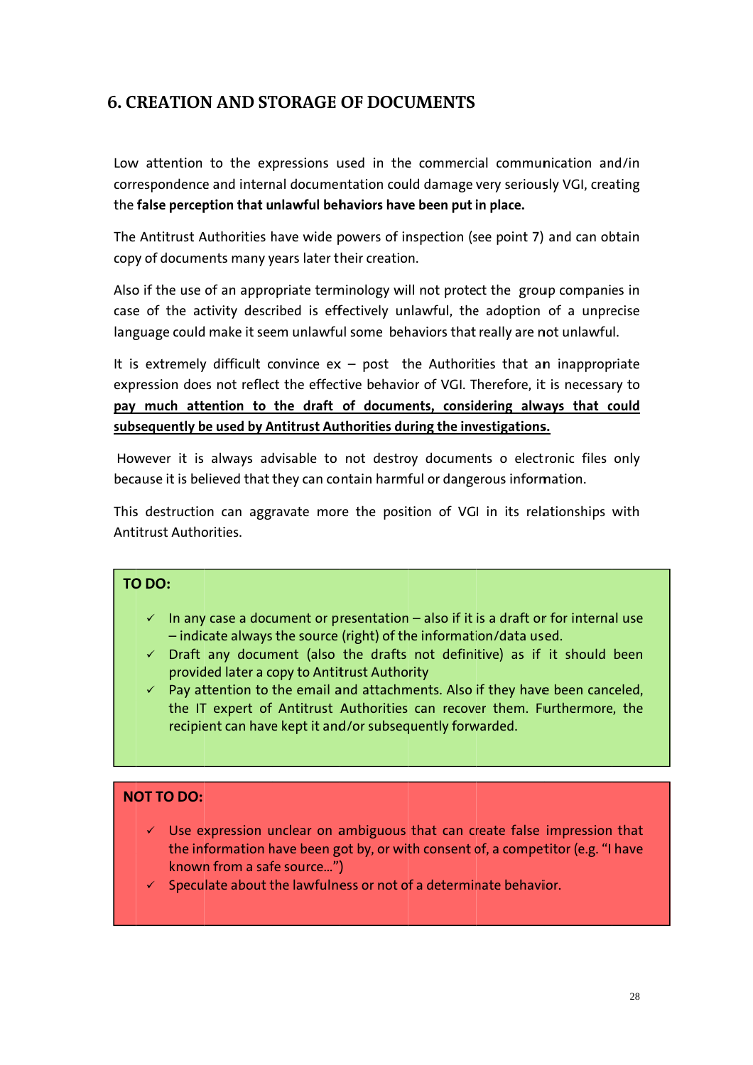## 6. CREATION AND STORAGE OF DOCUMENTS

Low attention to the expressions used in the commercial communication and/in correspondence and internal documentation could damage very seriously VGI, creating the **false perception that unlawful behaviors have been put in place.**

The Antitrust Authorities have wide powers of inspection (see point 7) and can obtain copy of documents many years later their creation.

Also if the use of an appropriate terminology will not protect the group companies in case of the activity described is effectively unlawful, the adoption of a unprecise language could make it seem unlawful some behaviors that really are not unlawful.

It is extremely difficult convince ex – post the Authorities that an inappropriate expression does not reflect the effective behavior of VGI. Therefore, it is necessary to **<u>pay much attention to the draft of documents, considering always that could subsequently be used by Antitrust Authorities during the investigations.</u>**

However it is always advisable to not destroy documents o electronic files only because it is believed that they can contain harmful or dangerous information.

This destruction can aggravate more the position of VGI in its relationships with Antitrust Authorities.

**TO DO:**

- ✓ In any case a document or presentation – also if it is a draft or for internal use – indicate always the source (right) of the information/data used.
- ✓ Draft any document (also the drafts not definitive) as if it should been provided later a copy to Antitrust Authority
- ✓ Pay attention to the email and attachments. Also if they have been canceled, the IT expert of Antitrust Authorities can recover them. Furthermore, the recipient can have kept it and/or subsequently forwarded.

**NOT TO DO:**

- ✓ Use expression unclear on ambiguous that can create false impression that the information have been got by, or with consent of, a competitor (e.g. “I have known from a safe source…”)
- ✓ Speculate about the lawfulness or not of a determinate behavior.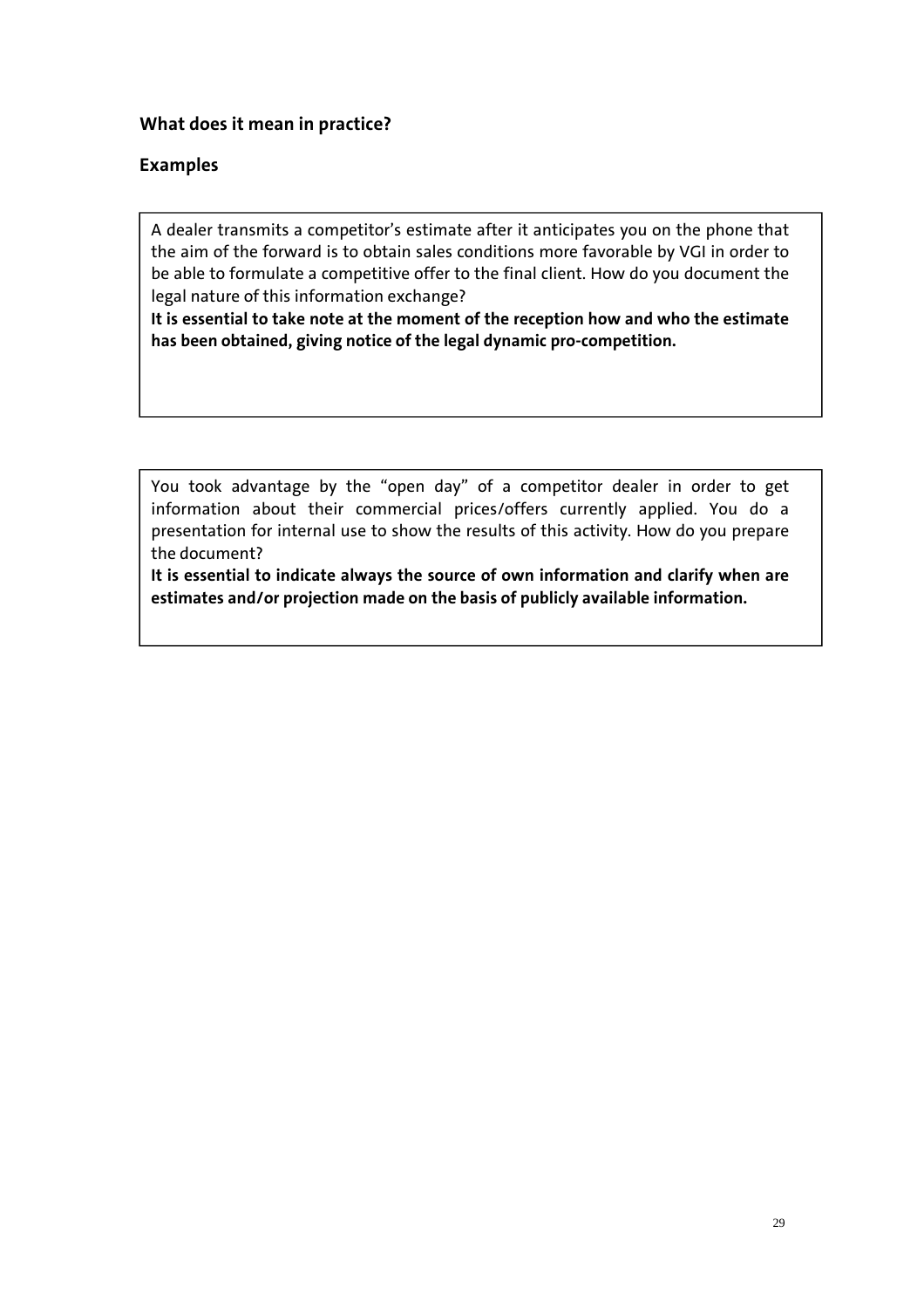## What does it mean in practice?

## Examples

A dealer transmits a competitor's estimate after it anticipates you on the phone that the aim of the forward is to obtain sales conditions more favorable by VGI in order to be able to formulate a competitive offer to the final client. How do you document the legal nature of this information exchange?

**It is essential to take note at the moment of the reception how and who the estimate has been obtained, giving notice of the legal dynamic pro-competition.**

---

You took advantage by the "open day" of a competitor dealer in order to get information about their commercial prices/offers currently applied. You do a presentation for internal use to show the results of this activity. How do you prepare the document?

**It is essential to indicate always the source of own information and clarify when are estimates and/or projection made on the basis of publicly available information.**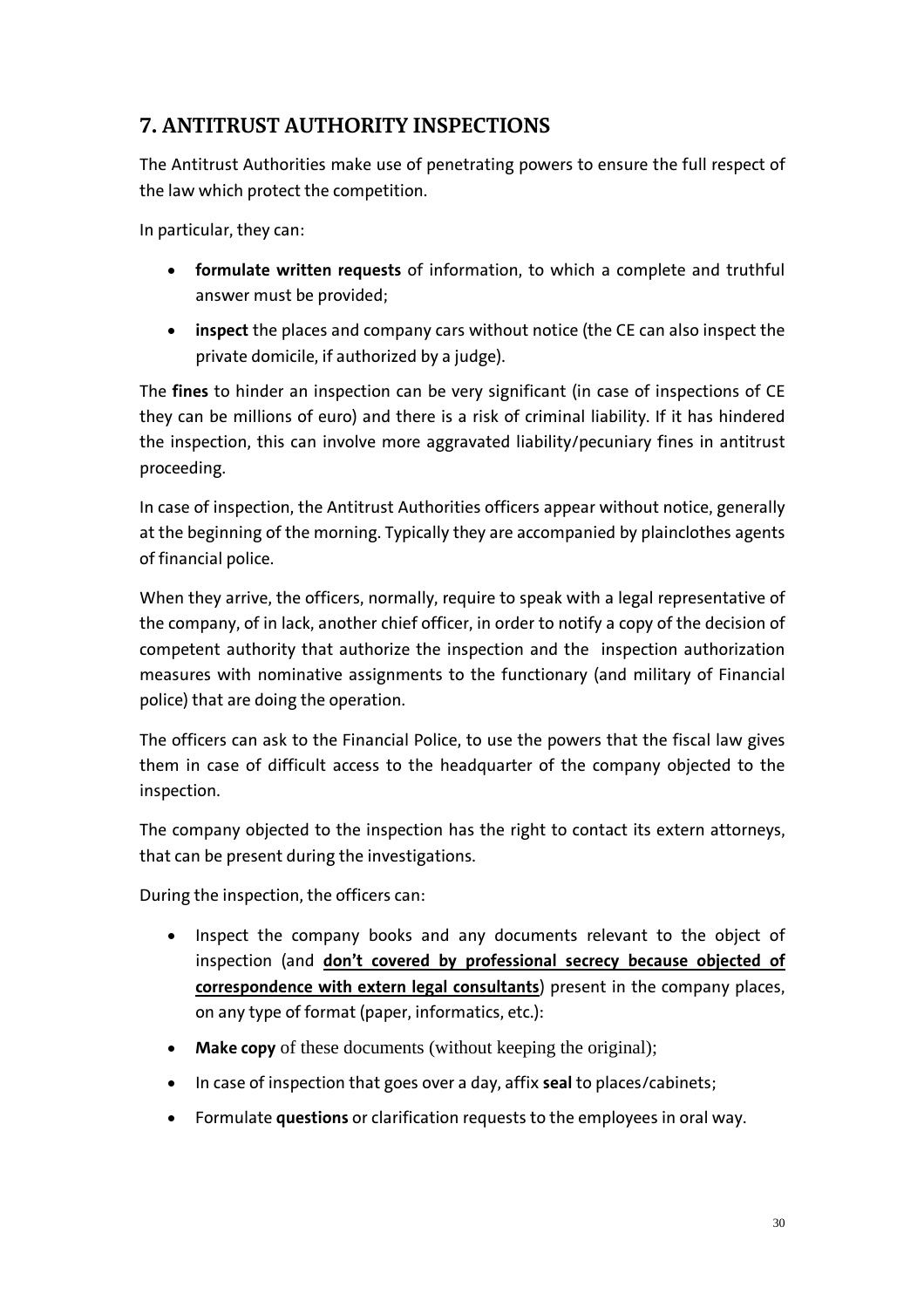## 7. ANTITRUST AUTHORITY INSPECTIONS

The Antitrust Authorities make use of penetrating powers to ensure the full respect of the law which protect the competition.

In particular, they can:

- **formulate written requests** of information, to which a complete and truthful answer must be provided;
- **inspect** the places and company cars without notice (the CE can also inspect the private domicile, if authorized by a judge).

The **fines** to hinder an inspection can be very significant (in case of inspections of CE they can be millions of euro) and there is a risk of criminal liability. If it has hindered the inspection, this can involve more aggravated liability/pecuniary fines in antitrust proceeding.

In case of inspection, the Antitrust Authorities officers appear without notice, generally at the beginning of the morning. Typically they are accompanied by plainclothes agents of financial police.

When they arrive, the officers, normally, require to speak with a legal representative of the company, of in lack, another chief officer, in order to notify a copy of the decision of competent authority that authorize the inspection and the inspection authorization measures with nominative assignments to the functionary (and military of Financial police) that are doing the operation.

The officers can ask to the Financial Police, to use the powers that the fiscal law gives them in case of difficult access to the headquarter of the company objected to the inspection.

The company objected to the inspection has the right to contact its extern attorneys, that can be present during the investigations.

During the inspection, the officers can:

- Inspect the company books and any documents relevant to the object of inspection (and **<u>don't covered by professional secrecy because objected of correspondence with extern legal consultants</u>**) present in the company places, on any type of format (paper, informatics, etc.):
- **Make copy** of these documents (without keeping the original);
- In case of inspection that goes over a day, affix **seal** to places/cabinets;
- Formulate **questions** or clarification requests to the employees in oral way.